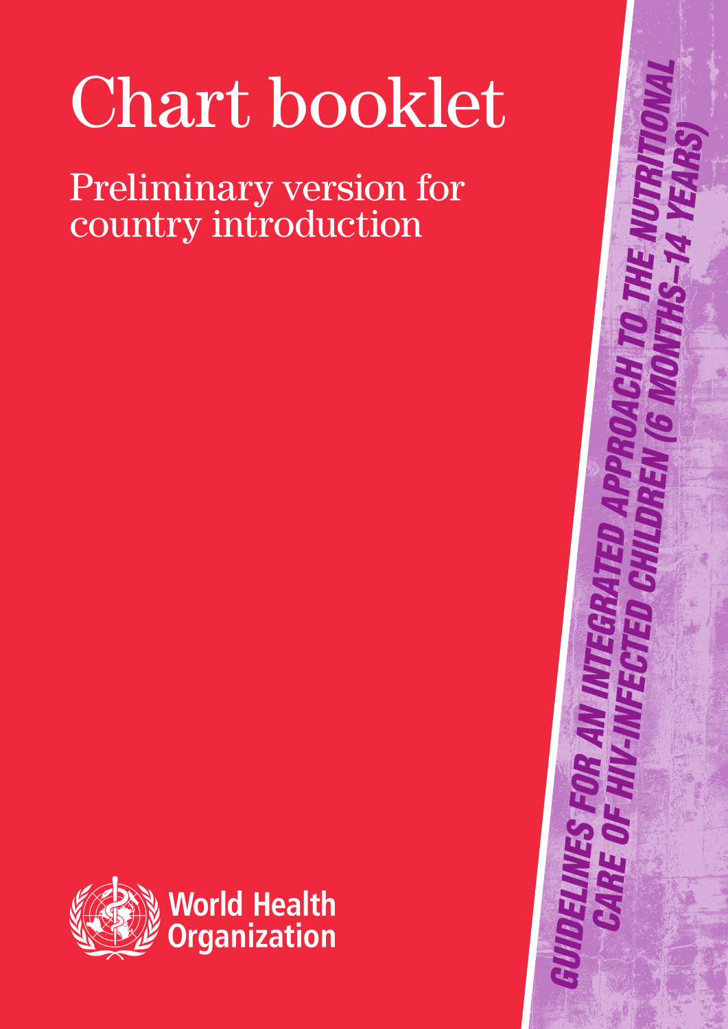# Chart booklet

## Preliminary version for country introduction

World Health Organization

GUIDELINES FOR AN INTEGRATED APPROACH TO THE NUTRITIONAL CARE OF HIV-INFECTED CHILDREN (6 MONTHS–14 YEARS)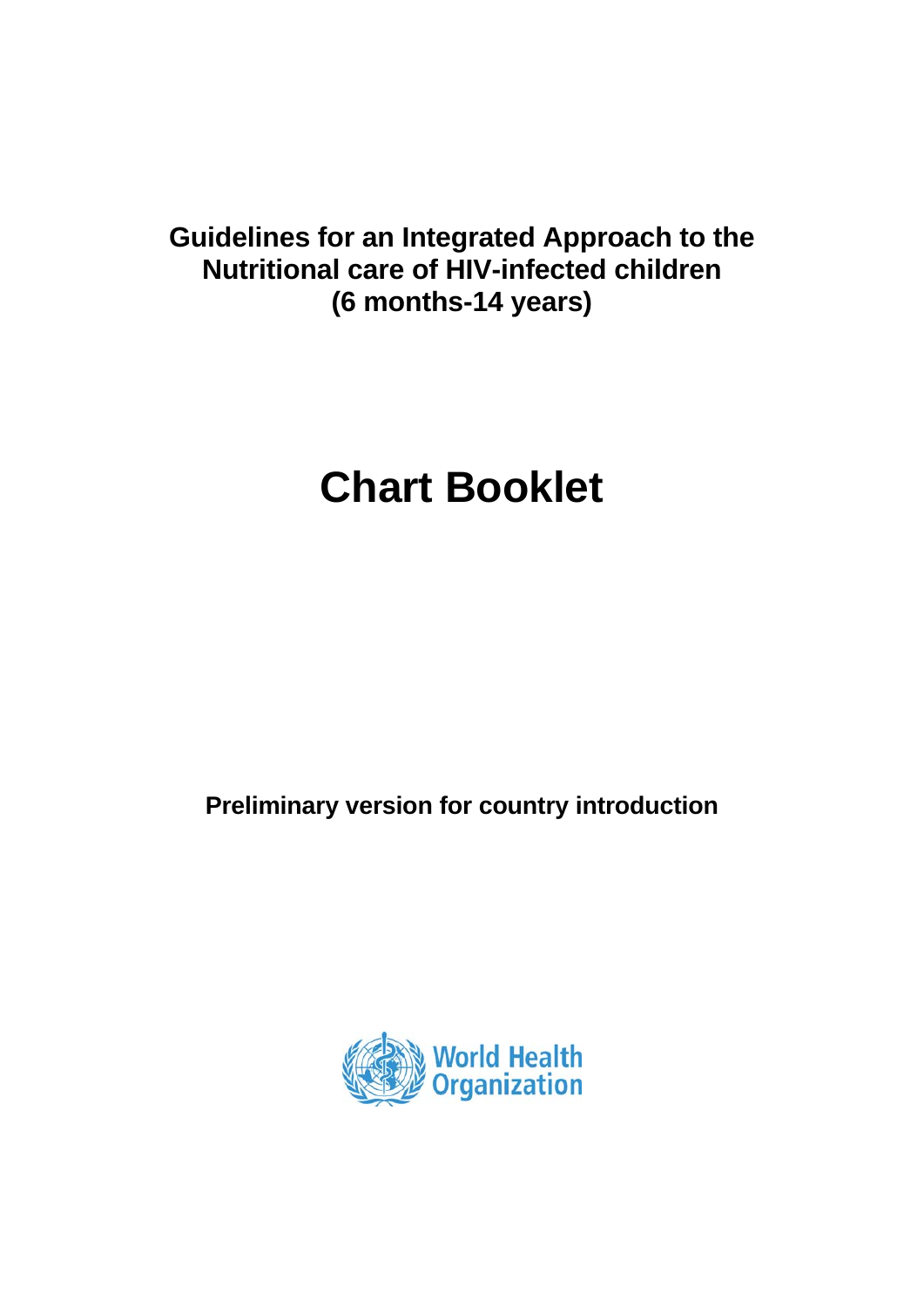**Guidelines for an Integrated Approach to the Nutritional care of HIV-infected children (6 months-14 years)**

# Chart Booklet

**Preliminary version for country introduction**

World Health Organization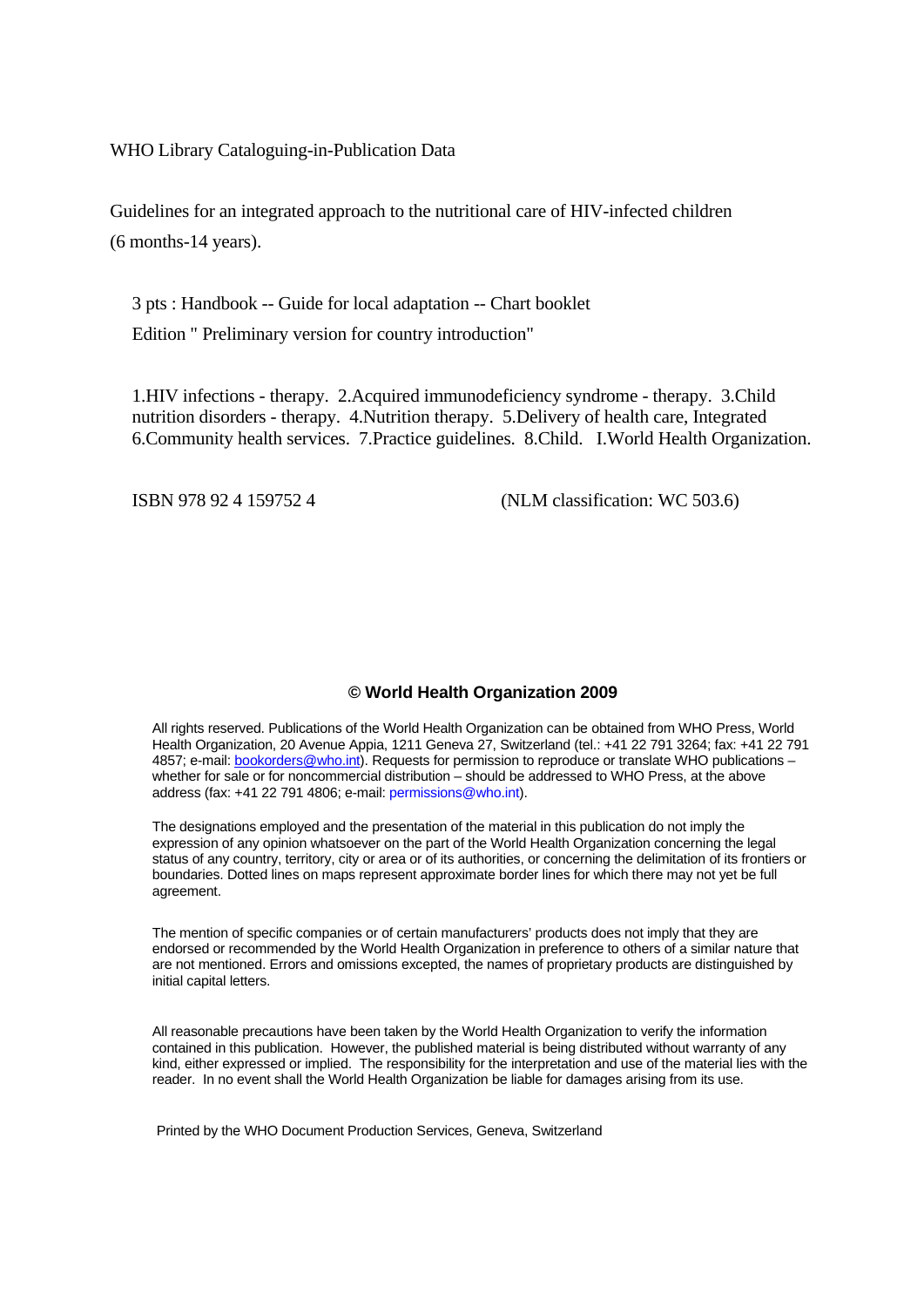WHO Library Cataloguing-in-Publication Data

Guidelines for an integrated approach to the nutritional care of HIV-infected children (6 months-14 years).

3 pts : Handbook -- Guide for local adaptation -- Chart booklet

Edition " Preliminary version for country introduction"

1.HIV infections - therapy. 2.Acquired immunodeficiency syndrome - therapy. 3.Child nutrition disorders - therapy. 4.Nutrition therapy. 5.Delivery of health care, Integrated 6.Community health services. 7.Practice guidelines. 8.Child. I.World Health Organization.

ISBN 978 92 4 159752 4 (NLM classification: WC 503.6)

**© World Health Organization 2009**

All rights reserved. Publications of the World Health Organization can be obtained from WHO Press, World Health Organization, 20 Avenue Appia, 1211 Geneva 27, Switzerland (tel.: +41 22 791 3264; fax: +41 22 791 4857; e-mail: bookorders@who.int). Requests for permission to reproduce or translate WHO publications – whether for sale or for noncommercial distribution – should be addressed to WHO Press, at the above address (fax: +41 22 791 4806; e-mail: permissions@who.int).

The designations employed and the presentation of the material in this publication do not imply the expression of any opinion whatsoever on the part of the World Health Organization concerning the legal status of any country, territory, city or area or of its authorities, or concerning the delimitation of its frontiers or boundaries. Dotted lines on maps represent approximate border lines for which there may not yet be full agreement.

The mention of specific companies or of certain manufacturers' products does not imply that they are endorsed or recommended by the World Health Organization in preference to others of a similar nature that are not mentioned. Errors and omissions excepted, the names of proprietary products are distinguished by initial capital letters.

All reasonable precautions have been taken by the World Health Organization to verify the information contained in this publication. However, the published material is being distributed without warranty of any kind, either expressed or implied. The responsibility for the interpretation and use of the material lies with the reader. In no event shall the World Health Organization be liable for damages arising from its use.

Printed by the WHO Document Production Services, Geneva, Switzerland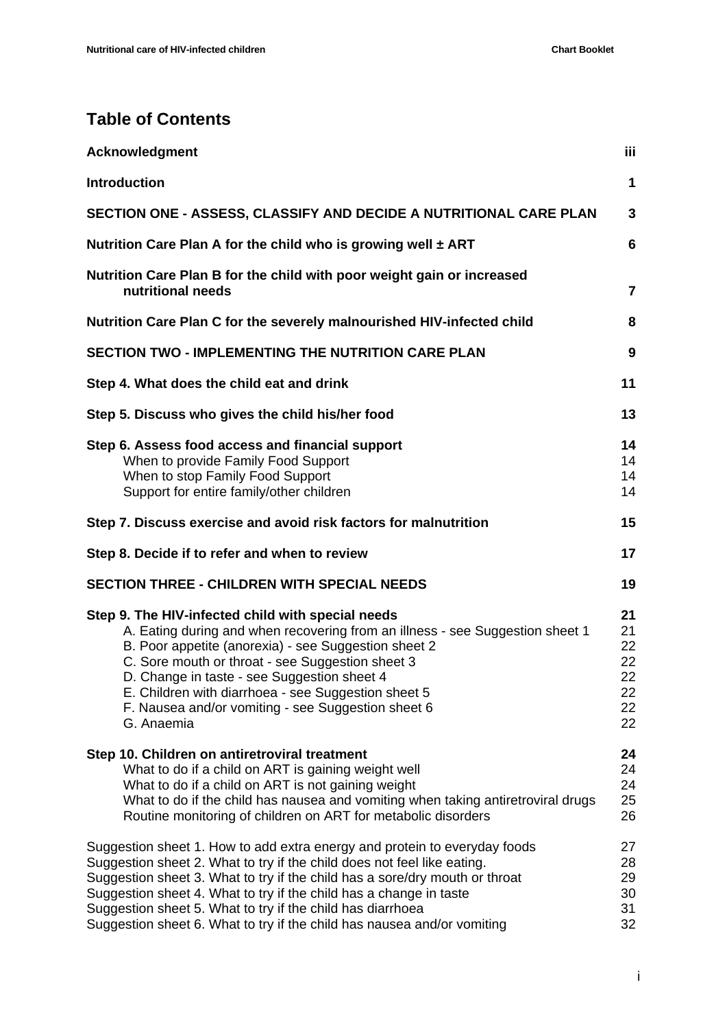## Table of Contents

| | |
|---|---|
| **Acknowledgment** | **iii** |
| **Introduction** | **1** |
| **SECTION ONE - ASSESS, CLASSIFY AND DECIDE A NUTRITIONAL CARE PLAN** | **3** |
| **Nutrition Care Plan A for the child who is growing well ± ART** | **6** |
| **Nutrition Care Plan B for the child with poor weight gain or increased nutritional needs** | **7** |
| **Nutrition Care Plan C for the severely malnourished HIV-infected child** | **8** |
| **SECTION TWO - IMPLEMENTING THE NUTRITION CARE PLAN** | **9** |
| **Step 4. What does the child eat and drink** | **11** |
| **Step 5. Discuss who gives the child his/her food** | **13** |
| **Step 6. Assess food access and financial support** | **14** |
| When to provide Family Food Support | 14 |
| When to stop Family Food Support | 14 |
| Support for entire family/other children | 14 |
| **Step 7. Discuss exercise and avoid risk factors for malnutrition** | **15** |
| **Step 8. Decide if to refer and when to review** | **17** |
| **SECTION THREE - CHILDREN WITH SPECIAL NEEDS** | **19** |
| **Step 9. The HIV-infected child with special needs** | **21** |
| A. Eating during and when recovering from an illness - see Suggestion sheet 1 | 21 |
| B. Poor appetite (anorexia) - see Suggestion sheet 2 | 22 |
| C. Sore mouth or throat - see Suggestion sheet 3 | 22 |
| D. Change in taste - see Suggestion sheet 4 | 22 |
| E. Children with diarrhoea - see Suggestion sheet 5 | 22 |
| F. Nausea and/or vomiting - see Suggestion sheet 6 | 22 |
| G. Anaemia | 22 |
| **Step 10. Children on antiretroviral treatment** | **24** |
| What to do if a child on ART is gaining weight well | 24 |
| What to do if a child on ART is not gaining weight | 24 |
| What to do if the child has nausea and vomiting when taking antiretroviral drugs | 25 |
| Routine monitoring of children on ART for metabolic disorders | 26 |
| Suggestion sheet 1. How to add extra energy and protein to everyday foods | 27 |
| Suggestion sheet 2. What to try if the child does not feel like eating. | 28 |
| Suggestion sheet 3. What to try if the child has a sore/dry mouth or throat | 29 |
| Suggestion sheet 4. What to try if the child has a change in taste | 30 |
| Suggestion sheet 5. What to try if the child has diarrhoea | 31 |
| Suggestion sheet 6. What to try if the child has nausea and/or vomiting | 32 |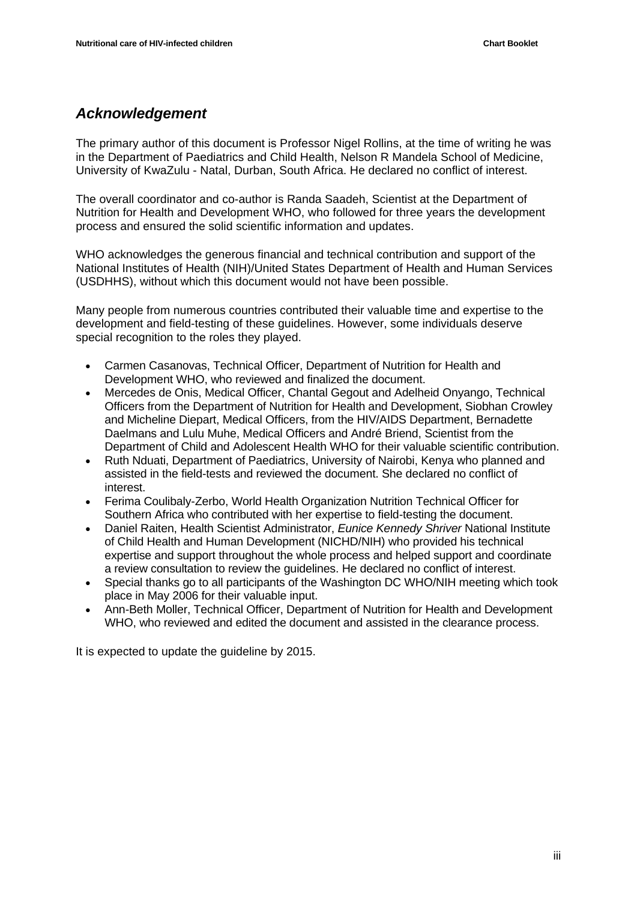## *Acknowledgement*

The primary author of this document is Professor Nigel Rollins, at the time of writing he was in the Department of Paediatrics and Child Health, Nelson R Mandela School of Medicine, University of KwaZulu - Natal, Durban, South Africa. He declared no conflict of interest.

The overall coordinator and co-author is Randa Saadeh, Scientist at the Department of Nutrition for Health and Development WHO, who followed for three years the development process and ensured the solid scientific information and updates.

WHO acknowledges the generous financial and technical contribution and support of the National Institutes of Health (NIH)/United States Department of Health and Human Services (USDHHS), without which this document would not have been possible.

Many people from numerous countries contributed their valuable time and expertise to the development and field-testing of these guidelines. However, some individuals deserve special recognition to the roles they played.

- Carmen Casanovas, Technical Officer, Department of Nutrition for Health and Development WHO, who reviewed and finalized the document.
- Mercedes de Onis, Medical Officer, Chantal Gegout and Adelheid Onyango, Technical Officers from the Department of Nutrition for Health and Development, Siobhan Crowley and Micheline Diepart, Medical Officers, from the HIV/AIDS Department, Bernadette Daelmans and Lulu Muhe, Medical Officers and André Briend, Scientist from the Department of Child and Adolescent Health WHO for their valuable scientific contribution.
- Ruth Nduati, Department of Paediatrics, University of Nairobi, Kenya who planned and assisted in the field-tests and reviewed the document. She declared no conflict of interest.
- Ferima Coulibaly-Zerbo, World Health Organization Nutrition Technical Officer for Southern Africa who contributed with her expertise to field-testing the document.
- Daniel Raiten, Health Scientist Administrator, *Eunice Kennedy Shriver* National Institute of Child Health and Human Development (NICHD/NIH) who provided his technical expertise and support throughout the whole process and helped support and coordinate a review consultation to review the guidelines. He declared no conflict of interest.
- Special thanks go to all participants of the Washington DC WHO/NIH meeting which took place in May 2006 for their valuable input.
- Ann-Beth Moller, Technical Officer, Department of Nutrition for Health and Development WHO, who reviewed and edited the document and assisted in the clearance process.

It is expected to update the guideline by 2015.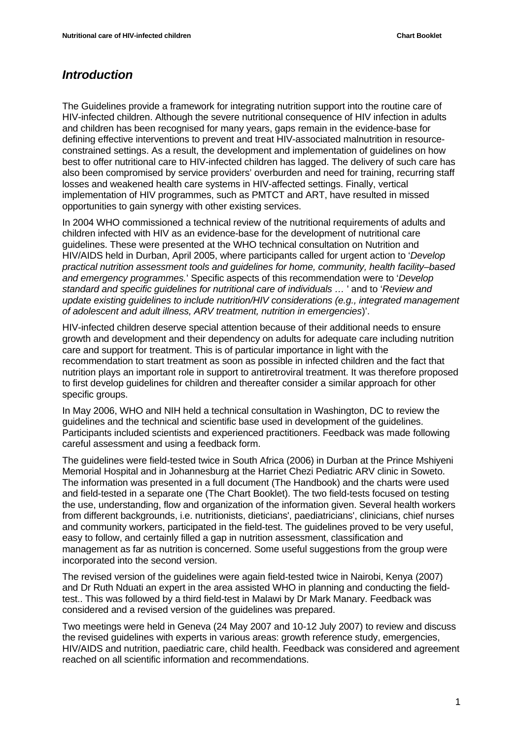## *Introduction*

The Guidelines provide a framework for integrating nutrition support into the routine care of HIV-infected children. Although the severe nutritional consequence of HIV infection in adults and children has been recognised for many years, gaps remain in the evidence-base for defining effective interventions to prevent and treat HIV-associated malnutrition in resource-constrained settings. As a result, the development and implementation of guidelines on how best to offer nutritional care to HIV-infected children has lagged. The delivery of such care has also been compromised by service providers' overburden and need for training, recurring staff losses and weakened health care systems in HIV-affected settings. Finally, vertical implementation of HIV programmes, such as PMTCT and ART, have resulted in missed opportunities to gain synergy with other existing services.

In 2004 WHO commissioned a technical review of the nutritional requirements of adults and children infected with HIV as an evidence-base for the development of nutritional care guidelines. These were presented at the WHO technical consultation on Nutrition and HIV/AIDS held in Durban, April 2005, where participants called for urgent action to '*Develop practical nutrition assessment tools and guidelines for home, community, health facility–based and emergency programmes.*' Specific aspects of this recommendation were to '*Develop standard and specific guidelines for nutritional care of individuals …* ' and to '*Review and update existing guidelines to include nutrition/HIV considerations (e.g., integrated management of adolescent and adult illness, ARV treatment, nutrition in emergencies*)'.

HIV-infected children deserve special attention because of their additional needs to ensure growth and development and their dependency on adults for adequate care including nutrition care and support for treatment. This is of particular importance in light with the recommendation to start treatment as soon as possible in infected children and the fact that nutrition plays an important role in support to antiretroviral treatment. It was therefore proposed to first develop guidelines for children and thereafter consider a similar approach for other specific groups.

In May 2006, WHO and NIH held a technical consultation in Washington, DC to review the guidelines and the technical and scientific base used in development of the guidelines. Participants included scientists and experienced practitioners. Feedback was made following careful assessment and using a feedback form.

The guidelines were field-tested twice in South Africa (2006) in Durban at the Prince Mshiyeni Memorial Hospital and in Johannesburg at the Harriet Chezi Pediatric ARV clinic in Soweto. The information was presented in a full document (The Handbook) and the charts were used and field-tested in a separate one (The Chart Booklet). The two field-tests focused on testing the use, understanding, flow and organization of the information given. Several health workers from different backgrounds, i.e. nutritionists, dieticians', paediatricians', clinicians, chief nurses and community workers, participated in the field-test. The guidelines proved to be very useful, easy to follow, and certainly filled a gap in nutrition assessment, classification and management as far as nutrition is concerned. Some useful suggestions from the group were incorporated into the second version.

The revised version of the guidelines were again field-tested twice in Nairobi, Kenya (2007) and Dr Ruth Nduati an expert in the area assisted WHO in planning and conducting the field-test.. This was followed by a third field-test in Malawi by Dr Mark Manary. Feedback was considered and a revised version of the guidelines was prepared.

Two meetings were held in Geneva (24 May 2007 and 10-12 July 2007) to review and discuss the revised guidelines with experts in various areas: growth reference study, emergencies, HIV/AIDS and nutrition, paediatric care, child health. Feedback was considered and agreement reached on all scientific information and recommendations.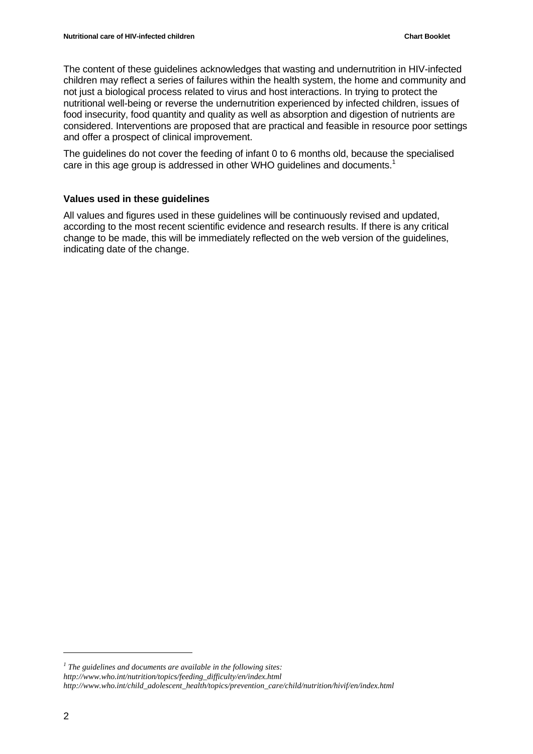The content of these guidelines acknowledges that wasting and undernutrition in HIV-infected children may reflect a series of failures within the health system, the home and community and not just a biological process related to virus and host interactions. In trying to protect the nutritional well-being or reverse the undernutrition experienced by infected children, issues of food insecurity, food quantity and quality as well as absorption and digestion of nutrients are considered. Interventions are proposed that are practical and feasible in resource poor settings and offer a prospect of clinical improvement.

The guidelines do not cover the feeding of infant 0 to 6 months old, because the specialised care in this age group is addressed in other WHO guidelines and documents.[1]

**Values used in these guidelines**

All values and figures used in these guidelines will be continuously revised and updated, according to the most recent scientific evidence and research results. If there is any critical change to be made, this will be immediately reflected on the web version of the guidelines, indicating date of the change.

---

[1] *The guidelines and documents are available in the following sites:*
*http://www.who.int/nutrition/topics/feeding_difficulty/en/index.html*
*http://www.who.int/child_adolescent_health/topics/prevention_care/child/nutrition/hivif/en/index.html*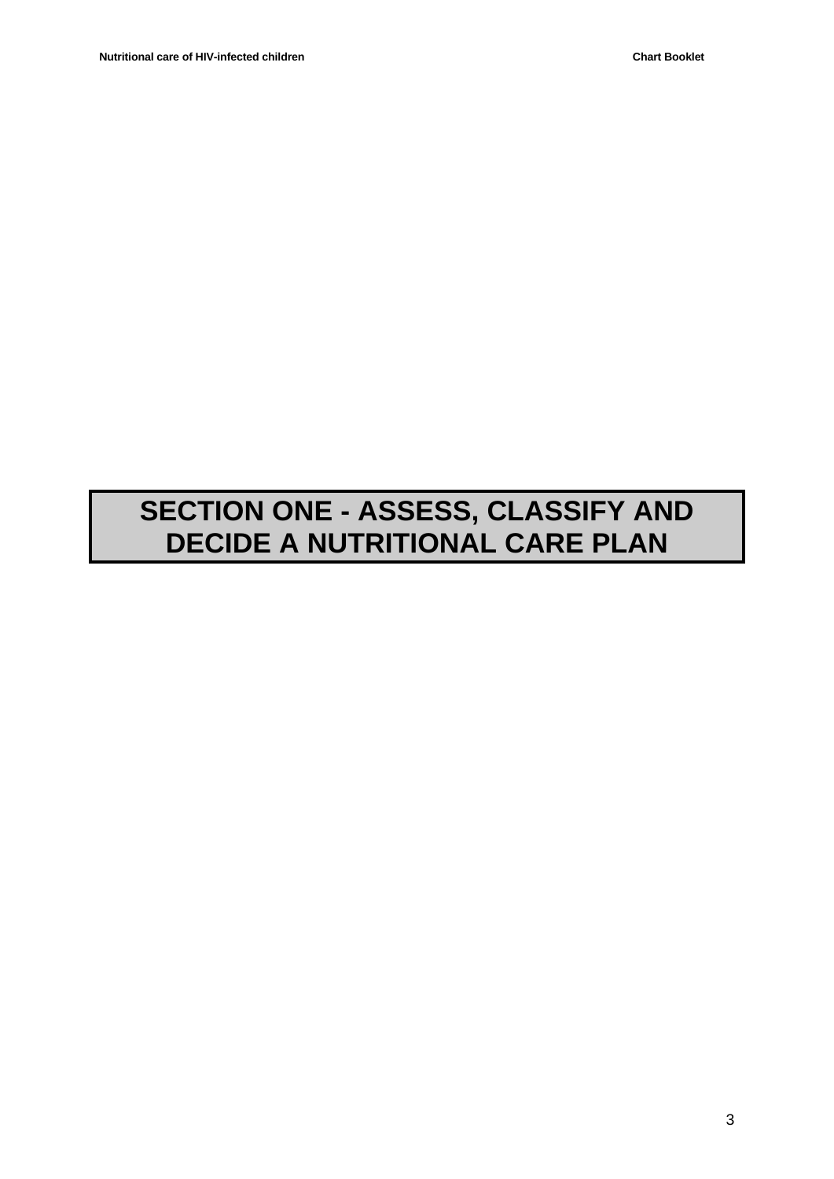# SECTION ONE - ASSESS, CLASSIFY AND DECIDE A NUTRITIONAL CARE PLAN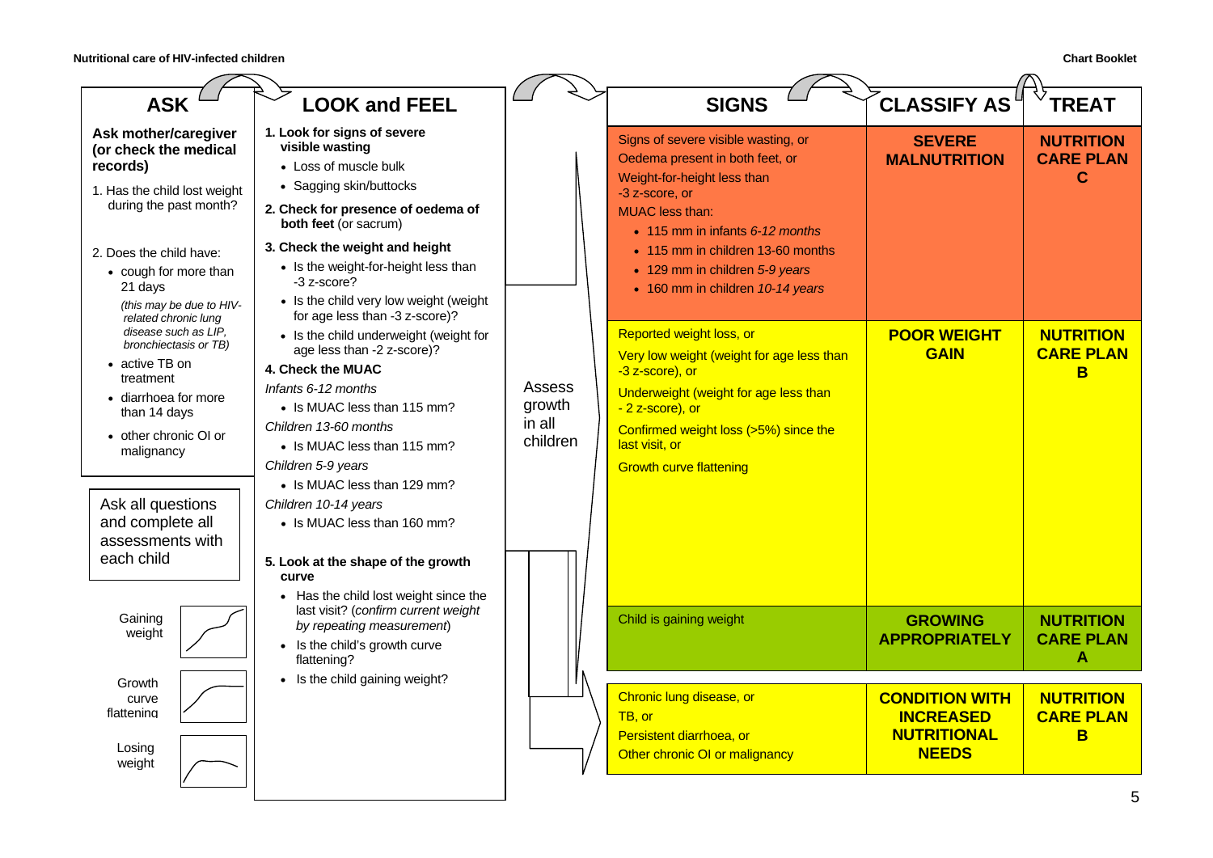## ASK

**Ask mother/caregiver (or check the medical records)**

1. Has the child lost weight during the past month?

2. Does the child have:
   - cough for more than 21 days
     *(this may be due to HIV-related chronic lung disease such as LIP, bronchiectasis or TB)*
   - active TB on treatment
   - diarrhoea for more than 14 days
   - other chronic OI or malignancy

Ask all questions and complete all assessments with each child

Gaining weight

Growth curve flattening

Losing weight

## LOOK and FEEL

**1. Look for signs of severe visible wasting**
- Loss of muscle bulk
- Sagging skin/buttocks

**2. Check for presence of oedema of both feet** (or sacrum)

**3. Check the weight and height**
- Is the weight-for-height less than -3 z-score?
- Is the child very low weight (weight for age less than -3 z-score)?
- Is the child underweight (weight for age less than -2 z-score)?

**4. Check the MUAC**

*Infants 6-12 months*
- Is MUAC less than 115 mm?

*Children 13-60 months*
- Is MUAC less than 115 mm?

*Children 5-9 years*
- Is MUAC less than 129 mm?

*Children 10-14 years*
- Is MUAC less than 160 mm?

**5. Look at the shape of the growth curve**
- Has the child lost weight since the last visit? (*confirm current weight by repeating measurement*)
- Is the child's growth curve flattening?
- Is the child gaining weight?

Assess growth in all children

| SIGNS | CLASSIFY AS | TREAT |
|---|---|---|
| Signs of severe visible wasting, or<br>Oedema present in both feet, or<br>Weight-for-height less than -3 z-score, or<br>MUAC less than:<br>• 115 mm in infants *6-12 months*<br>• 115 mm in children 13-60 months<br>• 129 mm in children *5-9 years*<br>• 160 mm in children *10-14 years* | **SEVERE MALNUTRITION** | **NUTRITION CARE PLAN C** |
| Reported weight loss, or<br>Very low weight (weight for age less than -3 z-score), or<br>Underweight (weight for age less than - 2 z-score), or<br>Confirmed weight loss (>5%) since the last visit, or<br>Growth curve flattening | **POOR WEIGHT GAIN** | **NUTRITION CARE PLAN B** |
| Child is gaining weight | **GROWING APPROPRIATELY** | **NUTRITION CARE PLAN A** |
| Chronic lung disease, or<br>TB, or<br>Persistent diarrhoea, or<br>Other chronic OI or malignancy | **CONDITION WITH INCREASED NUTRITIONAL NEEDS** | **NUTRITION CARE PLAN B** |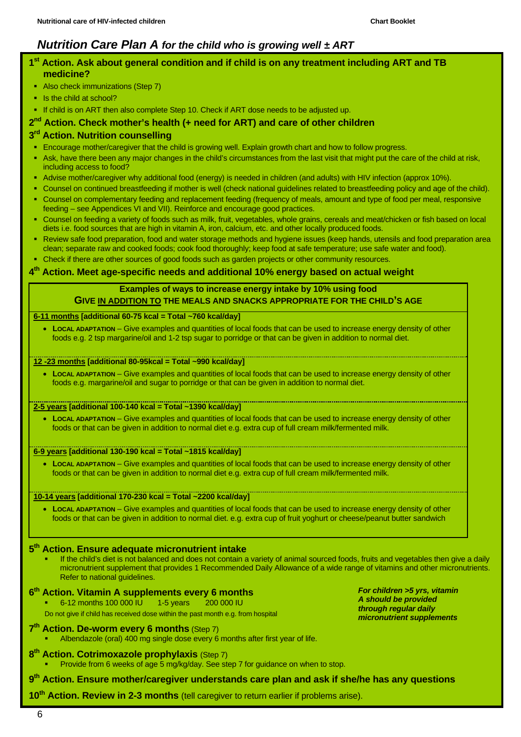# *Nutrition Care Plan A for the child who is growing well ± ART*

## 1st Action. Ask about general condition and if child is on any treatment including ART and TB medicine?

- Also check immunizations (Step 7)
- Is the child at school?
- If child is on ART then also complete Step 10. Check if ART dose needs to be adjusted up.

## 2nd Action. Check mother's health (+ need for ART) and care of other children

## 3rd Action. Nutrition counselling

- Encourage mother/caregiver that the child is growing well. Explain growth chart and how to follow progress.
- Ask, have there been any major changes in the child's circumstances from the last visit that might put the care of the child at risk, including access to food?
- Advise mother/caregiver why additional food (energy) is needed in children (and adults) with HIV infection (approx 10%).
- Counsel on continued breastfeeding if mother is well (check national guidelines related to breastfeeding policy and age of the child).
- Counsel on complementary feeding and replacement feeding (frequency of meals, amount and type of food per meal, responsive feeding – see Appendices VI and VII). Reinforce and encourage good practices.
- Counsel on feeding a variety of foods such as milk, fruit, vegetables, whole grains, cereals and meat/chicken or fish based on local diets i.e. food sources that are high in vitamin A, iron, calcium, etc. and other locally produced foods.
- Review safe food preparation, food and water storage methods and hygiene issues (keep hands, utensils and food preparation area clean; separate raw and cooked foods; cook food thoroughly; keep food at safe temperature; use safe water and food).
- Check if there are other sources of good foods such as garden projects or other community resources.

## 4th Action. Meet age-specific needs and additional 10% energy based on actual weight

**Examples of ways to increase energy intake by 10% using food**

**GIVE <u>IN ADDITION TO</u> THE MEALS AND SNACKS APPROPRIATE FOR THE CHILD'S AGE**

**<u>6-11 months</u> [additional 60-75 kcal = Total ~760 kcal/day]**

- **LOCAL ADAPTATION** – Give examples and quantities of local foods that can be used to increase energy density of other foods e.g. 2 tsp margarine/oil and 1-2 tsp sugar to porridge or that can be given in addition to normal diet.

**<u>12 -23 months</u> [additional 80-95kcal = Total ~990 kcal/day]**

- **LOCAL ADAPTATION** – Give examples and quantities of local foods that can be used to increase energy density of other foods e.g. margarine/oil and sugar to porridge or that can be given in addition to normal diet.

**<u>2-5 years</u> [additional 100-140 kcal = Total ~1390 kcal/day]**

- **LOCAL ADAPTATION** – Give examples and quantities of local foods that can be used to increase energy density of other foods or that can be given in addition to normal diet e.g. extra cup of full cream milk/fermented milk.

**<u>6-9 years</u> [additional 130-190 kcal = Total ~1815 kcal/day]**

- **LOCAL ADAPTATION** – Give examples and quantities of local foods that can be used to increase energy density of other foods or that can be given in addition to normal diet e.g. extra cup of full cream milk/fermented milk.

**<u>10-14 years</u> [additional 170-230 kcal = Total ~2200 kcal/day]**

- **LOCAL ADAPTATION** – Give examples and quantities of local foods that can be used to increase energy density of other foods or that can be given in addition to normal diet. e.g. extra cup of fruit yoghurt or cheese/peanut butter sandwich

## 5th Action. Ensure adequate micronutrient intake

- If the child's diet is not balanced and does not contain a variety of animal sourced foods, fruits and vegetables then give a daily micronutrient supplement that provides 1 Recommended Daily Allowance of a wide range of vitamins and other micronutrients. Refer to national guidelines.

## 6th Action. Vitamin A supplements every 6 months

- 6-12 months 100 000 IU    1-5 years    200 000 IU

Do not give if child has received dose within the past month e.g. from hospital

***For children >5 yrs, vitamin A should be provided through regular daily micronutrient supplements***

## 7th Action. De-worm every 6 months (Step 7)

- Albendazole (oral) 400 mg single dose every 6 months after first year of life.

## 8th Action. Cotrimoxazole prophylaxis (Step 7)

- Provide from 6 weeks of age 5 mg/kg/day. See step 7 for guidance on when to stop.

## 9th Action. Ensure mother/caregiver understands care plan and ask if she/he has any questions

## 10th Action. Review in 2-3 months (tell caregiver to return earlier if problems arise).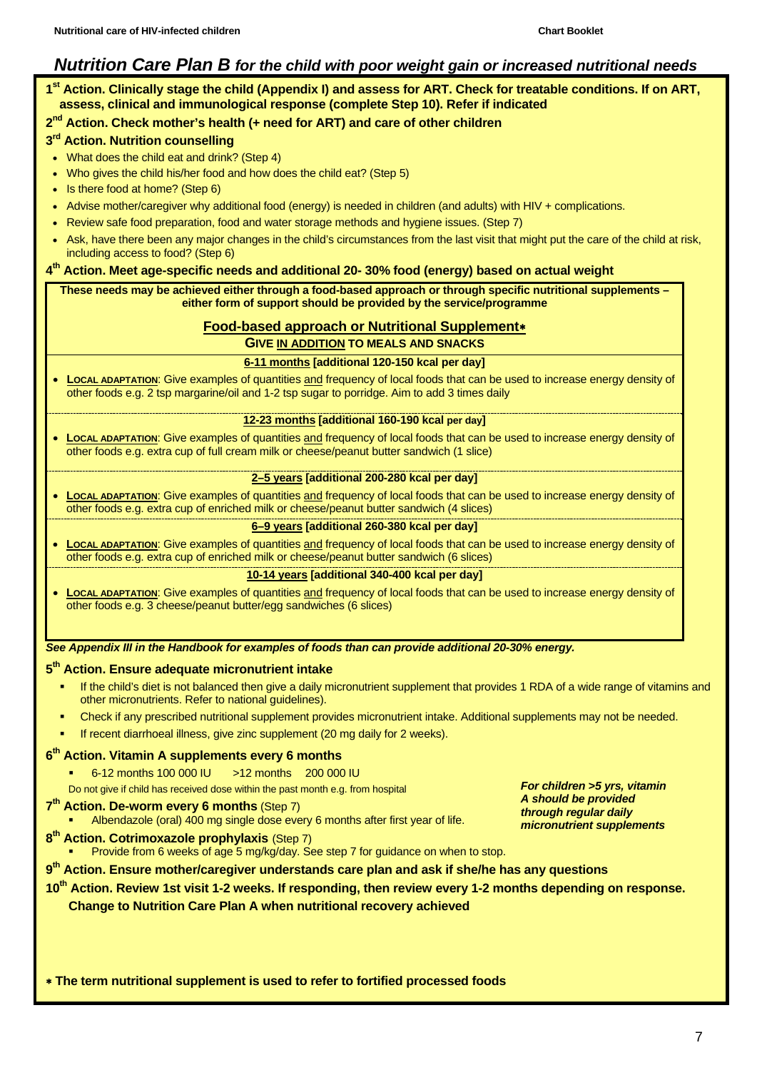# *Nutrition Care Plan B for the child with poor weight gain or increased nutritional needs*

**1st Action. Clinically stage the child (Appendix I) and assess for ART. Check for treatable conditions. If on ART, assess, clinical and immunological response (complete Step 10). Refer if indicated**

**2nd Action. Check mother's health (+ need for ART) and care of other children**

**3rd Action. Nutrition counselling**

- What does the child eat and drink? (Step 4)
- Who gives the child his/her food and how does the child eat? (Step 5)
- Is there food at home? (Step 6)
- Advise mother/caregiver why additional food (energy) is needed in children (and adults) with HIV + complications.
- Review safe food preparation, food and water storage methods and hygiene issues. (Step 7)
- Ask, have there been any major changes in the child's circumstances from the last visit that might put the care of the child at risk, including access to food? (Step 6)

**4th Action. Meet age-specific needs and additional 20- 30% food (energy) based on actual weight**

**These needs may be achieved either through a food-based approach or through specific nutritional supplements – either form of support should be provided by the service/programme**

**Food-based approach or Nutritional Supplement***

**GIVE IN ADDITION TO MEALS AND SNACKS**

**6-11 months [additional 120-150 kcal per day]**

- **LOCAL ADAPTATION**: Give examples of quantities and frequency of local foods that can be used to increase energy density of other foods e.g. 2 tsp margarine/oil and 1-2 tsp sugar to porridge. Aim to add 3 times daily

**12-23 months [additional 160-190 kcal per day]**

- **LOCAL ADAPTATION**: Give examples of quantities and frequency of local foods that can be used to increase energy density of other foods e.g. extra cup of full cream milk or cheese/peanut butter sandwich (1 slice)

**2–5 years [additional 200-280 kcal per day]**

- **LOCAL ADAPTATION**: Give examples of quantities and frequency of local foods that can be used to increase energy density of other foods e.g. extra cup of enriched milk or cheese/peanut butter sandwich (4 slices)

**6–9 years [additional 260-380 kcal per day]**

- **LOCAL ADAPTATION**: Give examples of quantities and frequency of local foods that can be used to increase energy density of other foods e.g. extra cup of enriched milk or cheese/peanut butter sandwich (6 slices)

**10-14 years [additional 340-400 kcal per day]**

- **LOCAL ADAPTATION**: Give examples of quantities and frequency of local foods that can be used to increase energy density of other foods e.g. 3 cheese/peanut butter/egg sandwiches (6 slices)

***See Appendix III in the Handbook for examples of foods than can provide additional 20-30% energy.***

**5th Action. Ensure adequate micronutrient intake**

- If the child's diet is not balanced then give a daily micronutrient supplement that provides 1 RDA of a wide range of vitamins and other micronutrients. Refer to national guidelines).
- Check if any prescribed nutritional supplement provides micronutrient intake. Additional supplements may not be needed.
- If recent diarrhoeal illness, give zinc supplement (20 mg daily for 2 weeks).

**6th Action. Vitamin A supplements every 6 months**

- 6-12 months 100 000 IU     >12 months     200 000 IU

Do not give if child has received dose within the past month e.g. from hospital

***For children >5 yrs, vitamin A should be provided through regular daily micronutrient supplements***

**7th Action. De-worm every 6 months** (Step 7)

- Albendazole (oral) 400 mg single dose every 6 months after first year of life.

**8th Action. Cotrimoxazole prophylaxis** (Step 7)

- Provide from 6 weeks of age 5 mg/kg/day. See step 7 for guidance on when to stop.

**9th Action. Ensure mother/caregiver understands care plan and ask if she/he has any questions**

**10th Action. Review 1st visit 1-2 weeks. If responding, then review every 1-2 months depending on response. Change to Nutrition Care Plan A when nutritional recovery achieved**

**\* The term nutritional supplement is used to refer to fortified processed foods**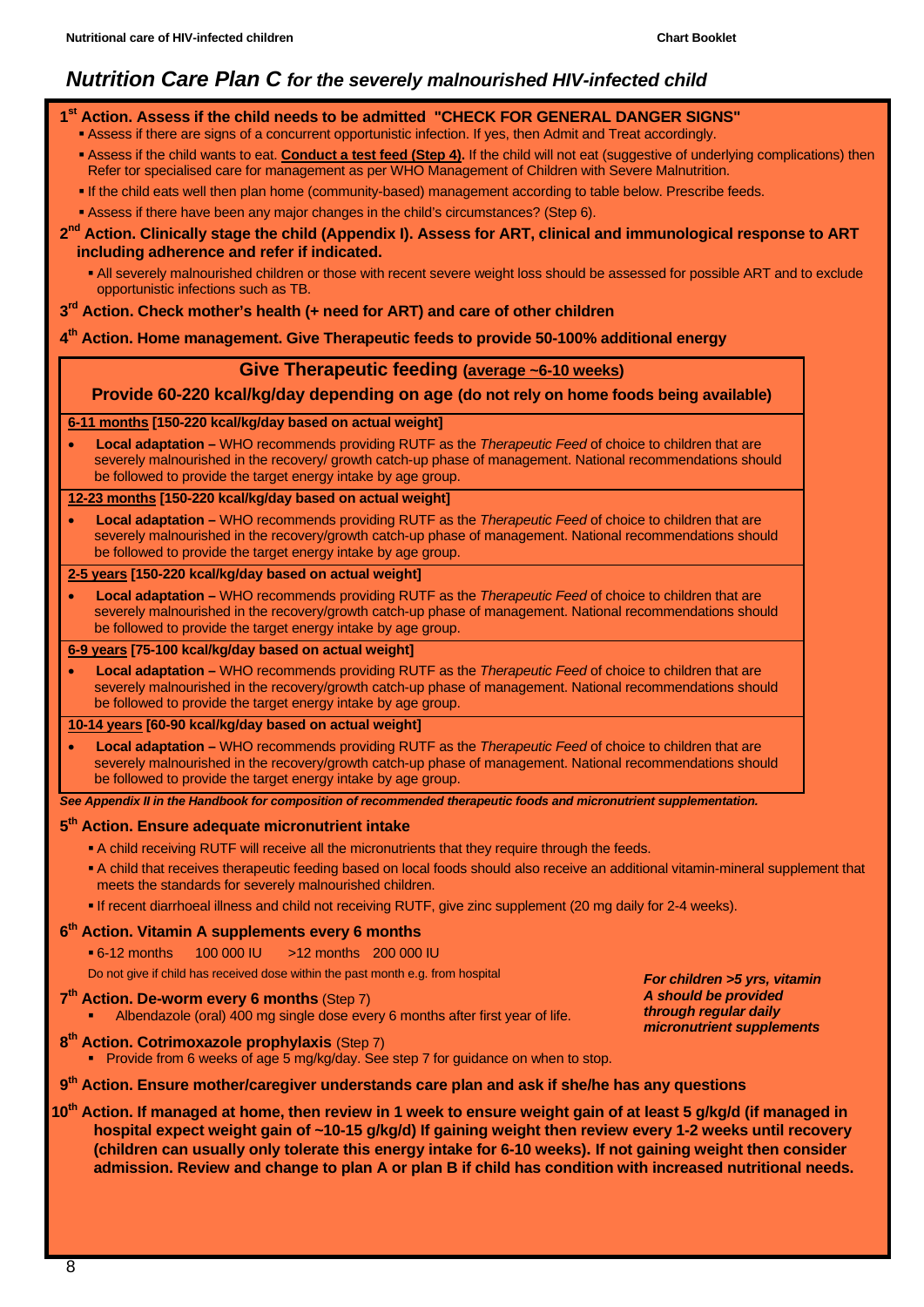# *Nutrition Care Plan C for the severely malnourished HIV-infected child*

**1st Action. Assess if the child needs to be admitted "CHECK FOR GENERAL DANGER SIGNS"**

- Assess if there are signs of a concurrent opportunistic infection. If yes, then Admit and Treat accordingly.
- Assess if the child wants to eat. **Conduct a test feed (Step 4).** If the child will not eat (suggestive of underlying complications) then Refer tor specialised care for management as per WHO Management of Children with Severe Malnutrition.
- If the child eats well then plan home (community-based) management according to table below. Prescribe feeds.
- Assess if there have been any major changes in the child's circumstances? (Step 6).

**2nd Action. Clinically stage the child (Appendix I). Assess for ART, clinical and immunological response to ART including adherence and refer if indicated.**

- All severely malnourished children or those with recent severe weight loss should be assessed for possible ART and to exclude opportunistic infections such as TB.

**3rd Action. Check mother's health (+ need for ART) and care of other children**

**4th Action. Home management. Give Therapeutic feeds to provide 50-100% additional energy**

**Give Therapeutic feeding (average ~6-10 weeks)**

**Provide 60-220 kcal/kg/day depending on age (do not rely on home foods being available)**

**6-11 months [150-220 kcal/kg/day based on actual weight]**

- **Local adaptation –** WHO recommends providing RUTF as the *Therapeutic Feed* of choice to children that are severely malnourished in the recovery/ growth catch-up phase of management. National recommendations should be followed to provide the target energy intake by age group.

**12-23 months [150-220 kcal/kg/day based on actual weight]**

- **Local adaptation –** WHO recommends providing RUTF as the *Therapeutic Feed* of choice to children that are severely malnourished in the recovery/growth catch-up phase of management. National recommendations should be followed to provide the target energy intake by age group.

**2-5 years [150-220 kcal/kg/day based on actual weight]**

- **Local adaptation –** WHO recommends providing RUTF as the *Therapeutic Feed* of choice to children that are severely malnourished in the recovery/growth catch-up phase of management. National recommendations should be followed to provide the target energy intake by age group.

**6-9 years [75-100 kcal/kg/day based on actual weight]**

- **Local adaptation –** WHO recommends providing RUTF as the *Therapeutic Feed* of choice to children that are severely malnourished in the recovery/growth catch-up phase of management. National recommendations should be followed to provide the target energy intake by age group.

**10-14 years [60-90 kcal/kg/day based on actual weight]**

- **Local adaptation –** WHO recommends providing RUTF as the *Therapeutic Feed* of choice to children that are severely malnourished in the recovery/growth catch-up phase of management. National recommendations should be followed to provide the target energy intake by age group.

***See Appendix II in the Handbook for composition of recommended therapeutic foods and micronutrient supplementation.***

**5th Action. Ensure adequate micronutrient intake**

- A child receiving RUTF will receive all the micronutrients that they require through the feeds.
- A child that receives therapeutic feeding based on local foods should also receive an additional vitamin-mineral supplement that meets the standards for severely malnourished children.
- If recent diarrhoeal illness and child not receiving RUTF, give zinc supplement (20 mg daily for 2-4 weeks).

**6th Action. Vitamin A supplements every 6 months**

- 6-12 months 100 000 IU >12 months 200 000 IU

Do not give if child has received dose within the past month e.g. from hospital

***For children >5 yrs, vitamin A should be provided through regular daily micronutrient supplements***

**7th Action. De-worm every 6 months** (Step 7)

- Albendazole (oral) 400 mg single dose every 6 months after first year of life.

**8th Action. Cotrimoxazole prophylaxis** (Step 7)

- Provide from 6 weeks of age 5 mg/kg/day. See step 7 for guidance on when to stop.

**9th Action. Ensure mother/caregiver understands care plan and ask if she/he has any questions**

**10th Action. If managed at home, then review in 1 week to ensure weight gain of at least 5 g/kg/d (if managed in hospital expect weight gain of ~10-15 g/kg/d) If gaining weight then review every 1-2 weeks until recovery (children can usually only tolerate this energy intake for 6-10 weeks). If not gaining weight then consider admission. Review and change to plan A or plan B if child has condition with increased nutritional needs.**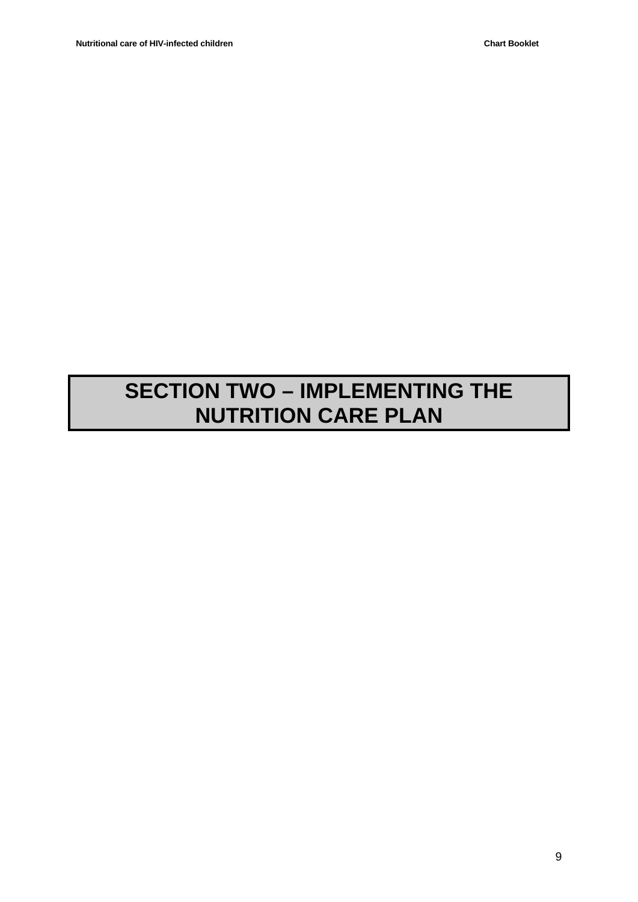# SECTION TWO – IMPLEMENTING THE NUTRITION CARE PLAN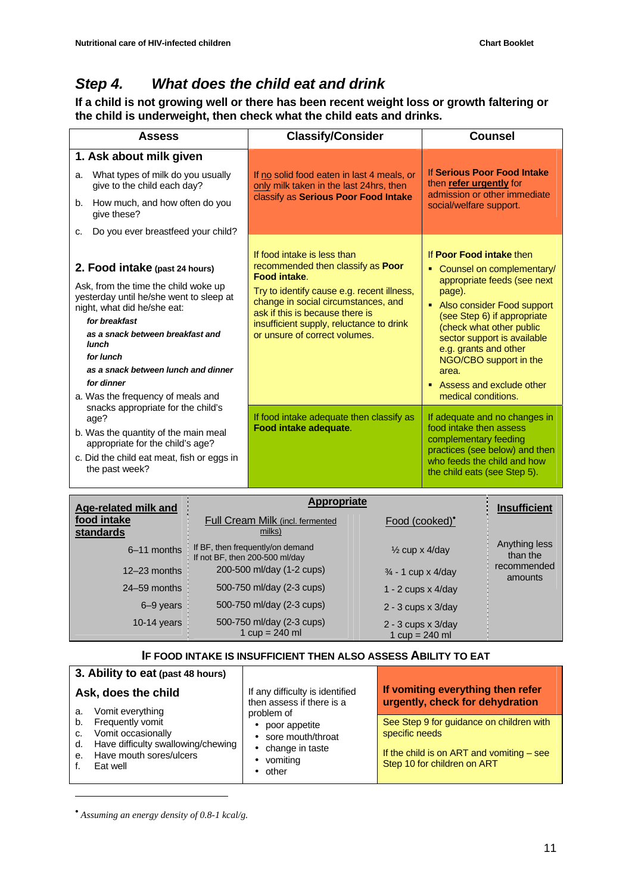## *Step 4. What does the child eat and drink*

**If a child is not growing well or there has been recent weight loss or growth faltering or the child is underweight, then check what the child eats and drinks.**

| Assess | Classify/Consider | Counsel |
|---|---|---|
| **1. Ask about milk given**<br>a. What types of milk do you usually give to the child each day?<br>b. How much, and how often do you give these?<br>c. Do you ever breastfeed your child? | If no solid food eaten in last 4 meals, or only milk taken in the last 24hrs, then classify as **Serious Poor Food Intake** | If **Serious Poor Food Intake** then **refer urgently** for admission or other immediate social/welfare support. |
| **2. Food intake** **(past 24 hours)**<br>Ask, from the time the child woke up yesterday until he/she went to sleep at night, what did he/she eat:<br>***for breakfast***<br>***as a snack between breakfast and lunch***<br>***for lunch***<br>***as a snack between lunch and dinner***<br>***for dinner***<br>a. Was the frequency of meals and snacks appropriate for the child's age?<br>b. Was the quantity of the main meal appropriate for the child's age?<br>c. Did the child eat meat, fish or eggs in the past week? | If food intake is less than recommended then classify as **Poor Food intake**.<br>Try to identify cause e.g. recent illness, change in social circumstances, and ask if this is because there is insufficient supply, reluctance to drink or unsure of correct volumes. | If **Poor Food intake** then<br>▪ Counsel on complementary/ appropriate feeds (see next page).<br>▪ Also consider Food support (see Step 6) if appropriate (check what other public sector support is available e.g. grants and other NGO/CBO support in the area.<br>▪ Assess and exclude other medical conditions. |
| | If food intake adequate then classify as **Food intake adequate**. | If adequate and no changes in food intake then assess complementary feeding practices (see below) and then who feeds the child and how the child eats (see Step 5). |

| Age-related milk and food intake standards | Appropriate | | Insufficient |
|---|---|---|---|
| | Full Cream Milk (incl. fermented milks) | Food (cooked)* | |
| 6–11 months | If BF, then frequently/on demand<br>If not BF, then 200-500 ml/day | ½ cup x 4/day | Anything less than the recommended amounts |
| 12–23 months | 200-500 ml/day (1-2 cups) | ¾ - 1 cup x 4/day | |
| 24–59 months | 500-750 ml/day (2-3 cups) | 1 - 2 cups x 4/day | |
| 6–9 years | 500-750 ml/day (2-3 cups) | 2 - 3 cups x 3/day | |
| 10-14 years | 500-750 ml/day (2-3 cups)<br>1 cup = 240 ml | 2 - 3 cups x 3/day<br>1 cup = 240 ml | |

**IF FOOD INTAKE IS INSUFFICIENT THEN ALSO ASSESS ABILITY TO EAT**

| **3. Ability to eat** **(past 48 hours)** | | |
|---|---|---|
| **Ask, does the child**<br>a. Vomit everything<br>b. Frequently vomit<br>c. Vomit occasionally<br>d. Have difficulty swallowing/chewing<br>e. Have mouth sores/ulcers<br>f. Eat well | If any difficulty is identified then assess if there is a problem of<br>• poor appetite<br>• sore mouth/throat<br>• change in taste<br>• vomiting<br>• other | **If vomiting everything then refer urgently, check for dehydration**<br><br>See Step 9 for guidance on children with specific needs<br><br>If the child is on ART and vomiting – see Step 10 for children on ART |

\* *Assuming an energy density of 0.8-1 kcal/g.*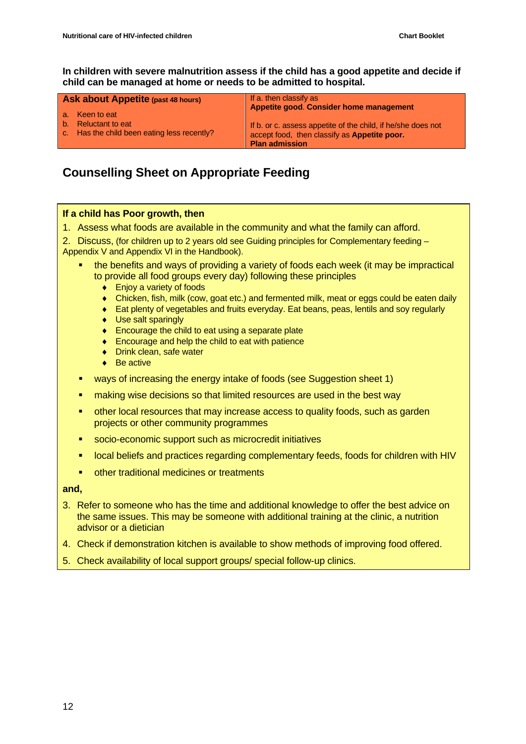**In children with severe malnutrition assess if the child has a good appetite and decide if child can be managed at home or needs to be admitted to hospital.**

| **Ask about Appetite** (past 48 hours) | |
|---|---|
| a. Keen to eat<br>b. Reluctant to eat<br>c. Has the child been eating less recently? | If a. then classify as **Appetite good**. **Consider home management**<br><br>If b. or c. assess appetite of the child, if he/she does not accept food, then classify as **Appetite poor. Plan admission** |

## Counselling Sheet on Appropriate Feeding

**If a child has Poor growth, then**

1. Assess what foods are available in the community and what the family can afford.
2. Discuss, (for children up to 2 years old see Guiding principles for Complementary feeding – Appendix V and Appendix VI in the Handbook).
   - the benefits and ways of providing a variety of foods each week (it may be impractical to provide all food groups every day) following these principles
     - Enjoy a variety of foods
     - Chicken, fish, milk (cow, goat etc.) and fermented milk, meat or eggs could be eaten daily
     - Eat plenty of vegetables and fruits everyday. Eat beans, peas, lentils and soy regularly
     - Use salt sparingly
     - Encourage the child to eat using a separate plate
     - Encourage and help the child to eat with patience
     - Drink clean, safe water
     - Be active
   - ways of increasing the energy intake of foods (see Suggestion sheet 1)
   - making wise decisions so that limited resources are used in the best way
   - other local resources that may increase access to quality foods, such as garden projects or other community programmes
   - socio-economic support such as microcredit initiatives
   - local beliefs and practices regarding complementary feeds, foods for children with HIV
   - other traditional medicines or treatments

**and,**

3. Refer to someone who has the time and additional knowledge to offer the best advice on the same issues. This may be someone with additional training at the clinic, a nutrition advisor or a dietician
4. Check if demonstration kitchen is available to show methods of improving food offered.
5. Check availability of local support groups/ special follow-up clinics.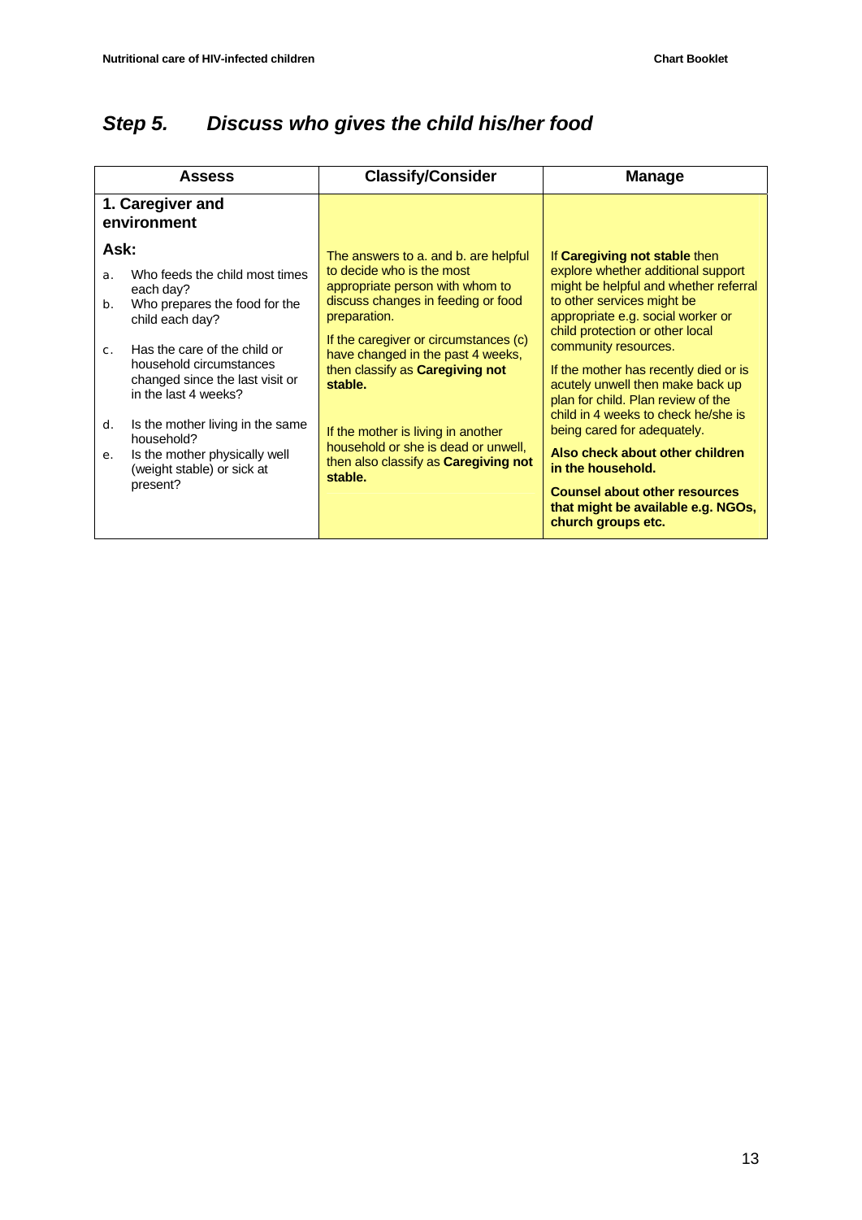## *Step 5. Discuss who gives the child his/her food*

| Assess | Classify/Consider | Manage |
|---|---|---|
| **1. Caregiver and environment**<br><br>**Ask:**<br>a. Who feeds the child most times each day?<br>b. Who prepares the food for the child each day?<br><br>c. Has the care of the child or household circumstances changed since the last visit or in the last 4 weeks?<br><br>d. Is the mother living in the same household?<br>e. Is the mother physically well (weight stable) or sick at present? | The answers to a. and b. are helpful to decide who is the most appropriate person with whom to discuss changes in feeding or food preparation.<br><br>If the caregiver or circumstances (c) have changed in the past 4 weeks, then classify as **Caregiving not stable.**<br><br>If the mother is living in another household or she is dead or unwell, then also classify as **Caregiving not stable.** | If **Caregiving not stable** then explore whether additional support might be helpful and whether referral to other services might be appropriate e.g. social worker or child protection or other local community resources.<br><br>If the mother has recently died or is acutely unwell then make back up plan for child. Plan review of the child in 4 weeks to check he/she is being cared for adequately.<br><br>**Also check about other children in the household.**<br><br>**Counsel about other resources that might be available e.g. NGOs, church groups etc.** |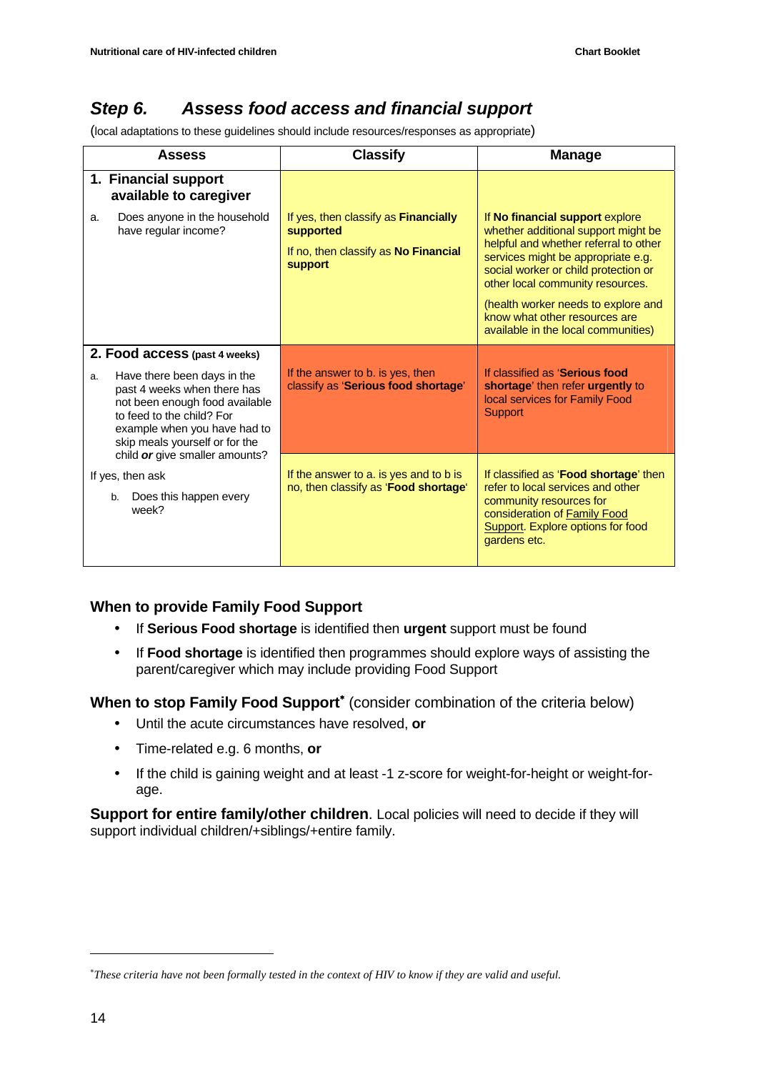## *Step 6. Assess food access and financial support*

(local adaptations to these guidelines should include resources/responses as appropriate)

| Assess | Classify | Manage |
|---|---|---|
| **1. Financial support available to caregiver**<br><br>a. Does anyone in the household have regular income? | If yes, then classify as **Financially supported**<br><br>If no, then classify as **No Financial support** | If **No financial support** explore whether additional support might be helpful and whether referral to other services might be appropriate e.g. social worker or child protection or other local community resources.<br><br>(health worker needs to explore and know what other resources are available in the local communities) |
| **2. Food access** **(past 4 weeks)**<br><br>a. Have there been days in the past 4 weeks when there has not been enough food available to feed to the child? For example when you have had to skip meals yourself or for the child ***or*** give smaller amounts?<br><br>If yes, then ask<br><br>b. Does this happen every week? | If the answer to b. is yes, then classify as '**Serious food shortage**' | If classified as '**Serious food shortage**' then refer **urgently** to local services for Family Food Support |
| | If the answer to a. is yes and to b is no, then classify as '**Food shortage**' | If classified as '**Food shortage**' then refer to local services and other community resources for consideration of Family Food Support. Explore options for food gardens etc. |

### When to provide Family Food Support

- If **Serious Food shortage** is identified then **urgent** support must be found
- If **Food shortage** is identified then programmes should explore ways of assisting the parent/caregiver which may include providing Food Support

**When to stop Family Food Support**[*] (consider combination of the criteria below)

- Until the acute circumstances have resolved, **or**
- Time-related e.g. 6 months, **or**
- If the child is gaining weight and at least -1 z-score for weight-for-height or weight-for-age.

**Support for entire family/other children**. Local policies will need to decide if they will support individual children/+siblings/+entire family.

[*] *These criteria have not been formally tested in the context of HIV to know if they are valid and useful.*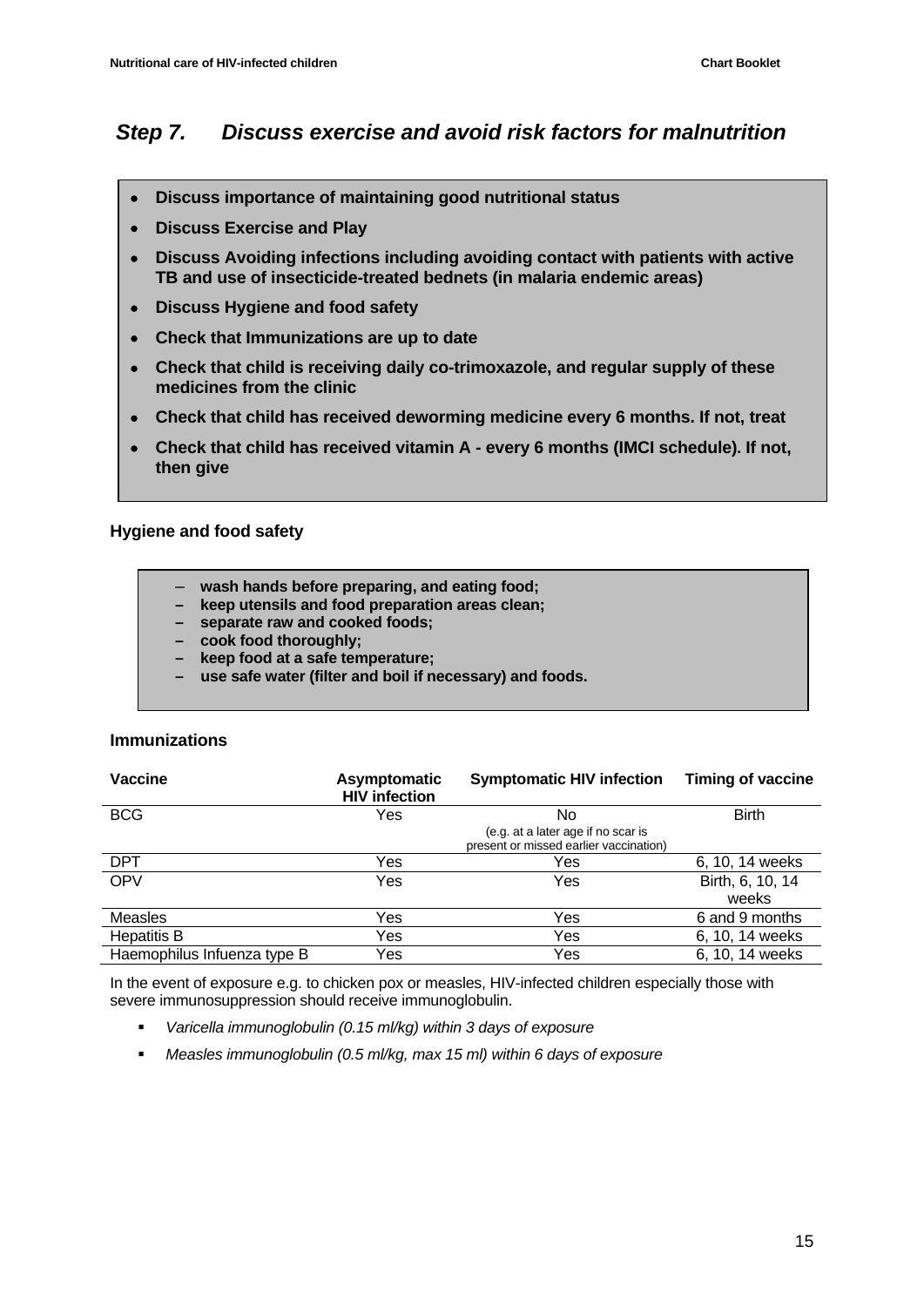## *Step 7. Discuss exercise and avoid risk factors for malnutrition*

- **Discuss importance of maintaining good nutritional status**
- **Discuss Exercise and Play**
- **Discuss Avoiding infections including avoiding contact with patients with active TB and use of insecticide-treated bednets (in malaria endemic areas)**
- **Discuss Hygiene and food safety**
- **Check that Immunizations are up to date**
- **Check that child is receiving daily co-trimoxazole, and regular supply of these medicines from the clinic**
- **Check that child has received deworming medicine every 6 months. If not, treat**
- **Check that child has received vitamin A - every 6 months (IMCI schedule). If not, then give**

### Hygiene and food safety

- **wash hands before preparing, and eating food;**
- **keep utensils and food preparation areas clean;**
- **separate raw and cooked foods;**
- **cook food thoroughly;**
- **keep food at a safe temperature;**
- **use safe water (filter and boil if necessary) and foods.**

### Immunizations

| Vaccine | Asymptomatic HIV infection | Symptomatic HIV infection | Timing of vaccine |
|---|---|---|---|
| BCG | Yes | No (e.g. at a later age if no scar is present or missed earlier vaccination) | Birth |
| DPT | Yes | Yes | 6, 10, 14 weeks |
| OPV | Yes | Yes | Birth, 6, 10, 14 weeks |
| Measles | Yes | Yes | 6 and 9 months |
| Hepatitis B | Yes | Yes | 6, 10, 14 weeks |
| Haemophilus Infuenza type B | Yes | Yes | 6, 10, 14 weeks |

In the event of exposure e.g. to chicken pox or measles, HIV-infected children especially those with severe immunosuppression should receive immunoglobulin.

- *Varicella immunoglobulin (0.15 ml/kg) within 3 days of exposure*
- *Measles immunoglobulin (0.5 ml/kg, max 15 ml) within 6 days of exposure*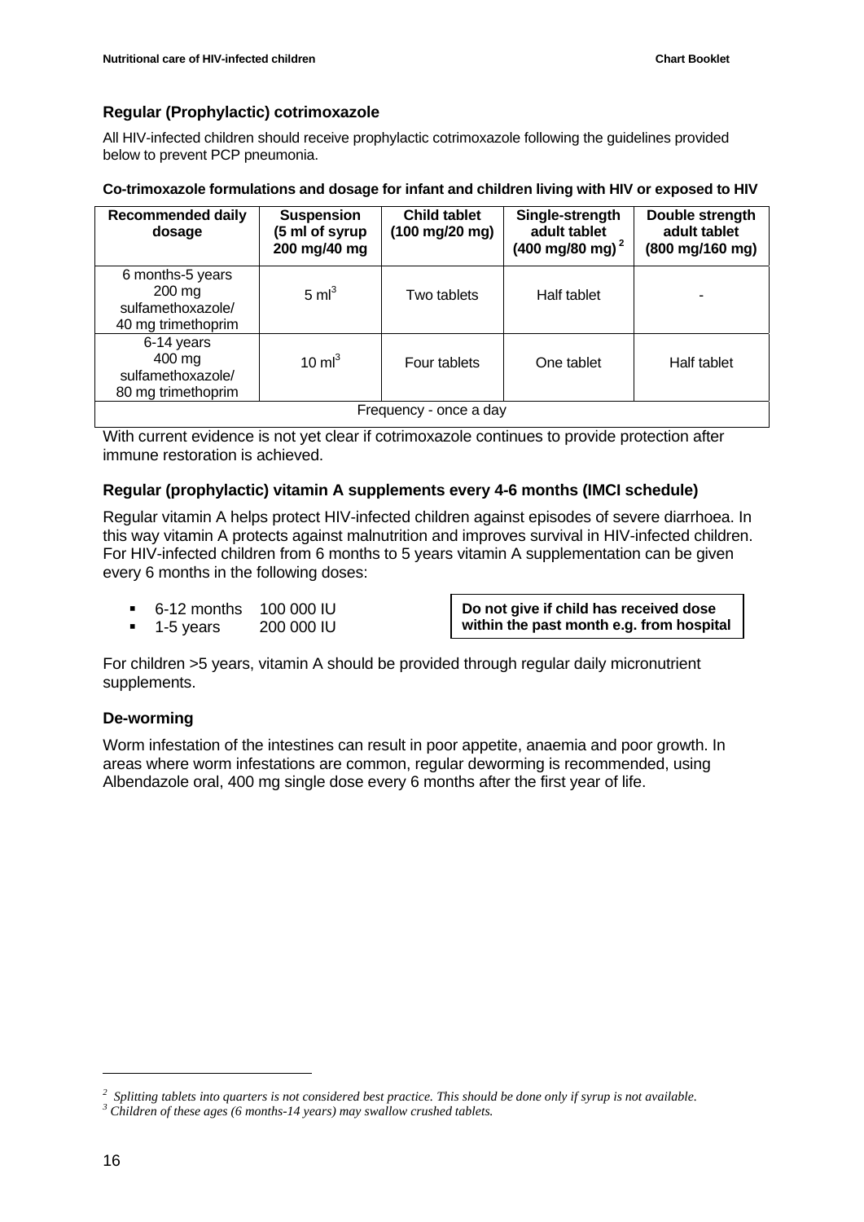### Regular (Prophylactic) cotrimoxazole

All HIV-infected children should receive prophylactic cotrimoxazole following the guidelines provided below to prevent PCP pneumonia.

**Co-trimoxazole formulations and dosage for infant and children living with HIV or exposed to HIV**

| Recommended daily dosage | Suspension (5 ml of syrup 200 mg/40 mg | Child tablet (100 mg/20 mg) | Single-strength adult tablet (400 mg/80 mg)[2] | Double strength adult tablet (800 mg/160 mg) |
|---|---|---|---|---|
| 6 months-5 years 200 mg sulfamethoxazole/ 40 mg trimethoprim | 5 ml[3] | Two tablets | Half tablet | - |
| 6-14 years 400 mg sulfamethoxazole/ 80 mg trimethoprim | 10 ml[3] | Four tablets | One tablet | Half tablet |
| Frequency - once a day | | | | |

With current evidence is not yet clear if cotrimoxazole continues to provide protection after immune restoration is achieved.

### Regular (prophylactic) vitamin A supplements every 4-6 months (IMCI schedule)

Regular vitamin A helps protect HIV-infected children against episodes of severe diarrhoea. In this way vitamin A protects against malnutrition and improves survival in HIV-infected children. For HIV-infected children from 6 months to 5 years vitamin A supplementation can be given every 6 months in the following doses:

- 6-12 months 100 000 IU
- 1-5 years 200 000 IU

**Do not give if child has received dose within the past month e.g. from hospital**

For children >5 years, vitamin A should be provided through regular daily micronutrient supplements.

### De-worming

Worm infestation of the intestines can result in poor appetite, anaemia and poor growth. In areas where worm infestations are common, regular deworming is recommended, using Albendazole oral, 400 mg single dose every 6 months after the first year of life.

---

[2] *Splitting tablets into quarters is not considered best practice. This should be done only if syrup is not available.*

[3] *Children of these ages (6 months-14 years) may swallow crushed tablets.*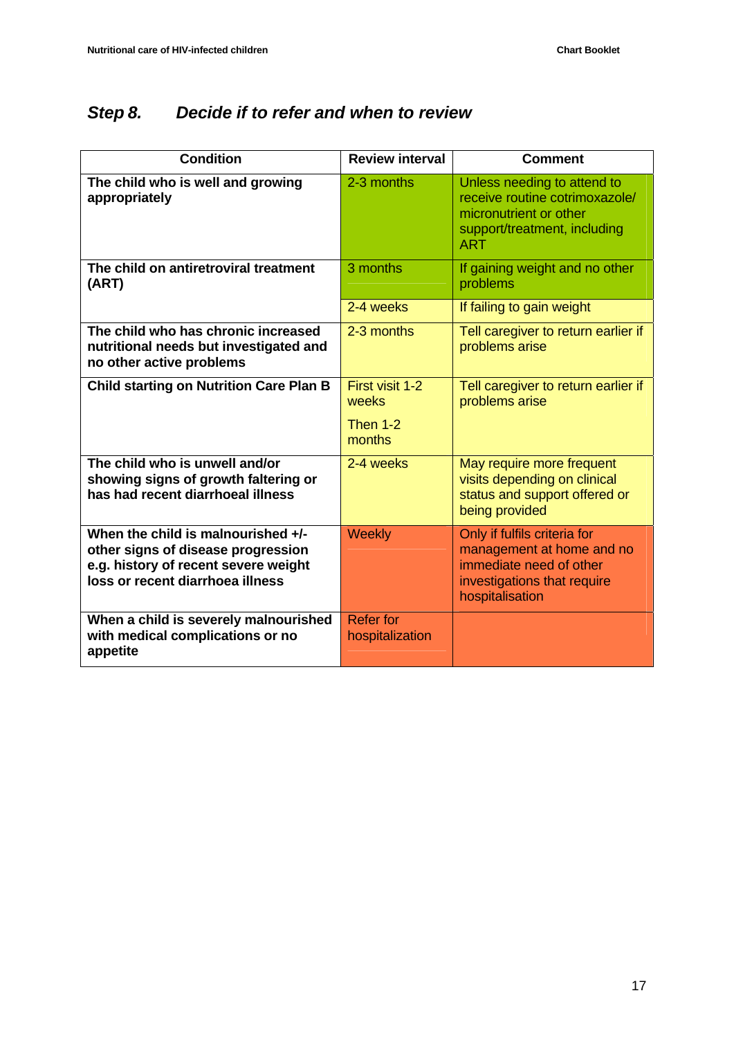## *Step 8. Decide if to refer and when to review*

| Condition | Review interval | Comment |
|---|---|---|
| **The child who is well and growing appropriately** | 2-3 months | Unless needing to attend to receive routine cotrimoxazole/ micronutrient or other support/treatment, including ART |
| **The child on antiretroviral treatment (ART)** | 3 months | If gaining weight and no other problems |
| | 2-4 weeks | If failing to gain weight |
| **The child who has chronic increased nutritional needs but investigated and no other active problems** | 2-3 months | Tell caregiver to return earlier if problems arise |
| **Child starting on Nutrition Care Plan B** | First visit 1-2 weeks<br><br>Then 1-2 months | Tell caregiver to return earlier if problems arise |
| **The child who is unwell and/or showing signs of growth faltering or has had recent diarrhoeal illness** | 2-4 weeks | May require more frequent visits depending on clinical status and support offered or being provided |
| **When the child is malnourished +/- other signs of disease progression e.g. history of recent severe weight loss or recent diarrhoea illness** | Weekly | Only if fulfils criteria for management at home and no immediate need of other investigations that require hospitalisation |
| **When a child is severely malnourished with medical complications or no appetite** | Refer for hospitalization | |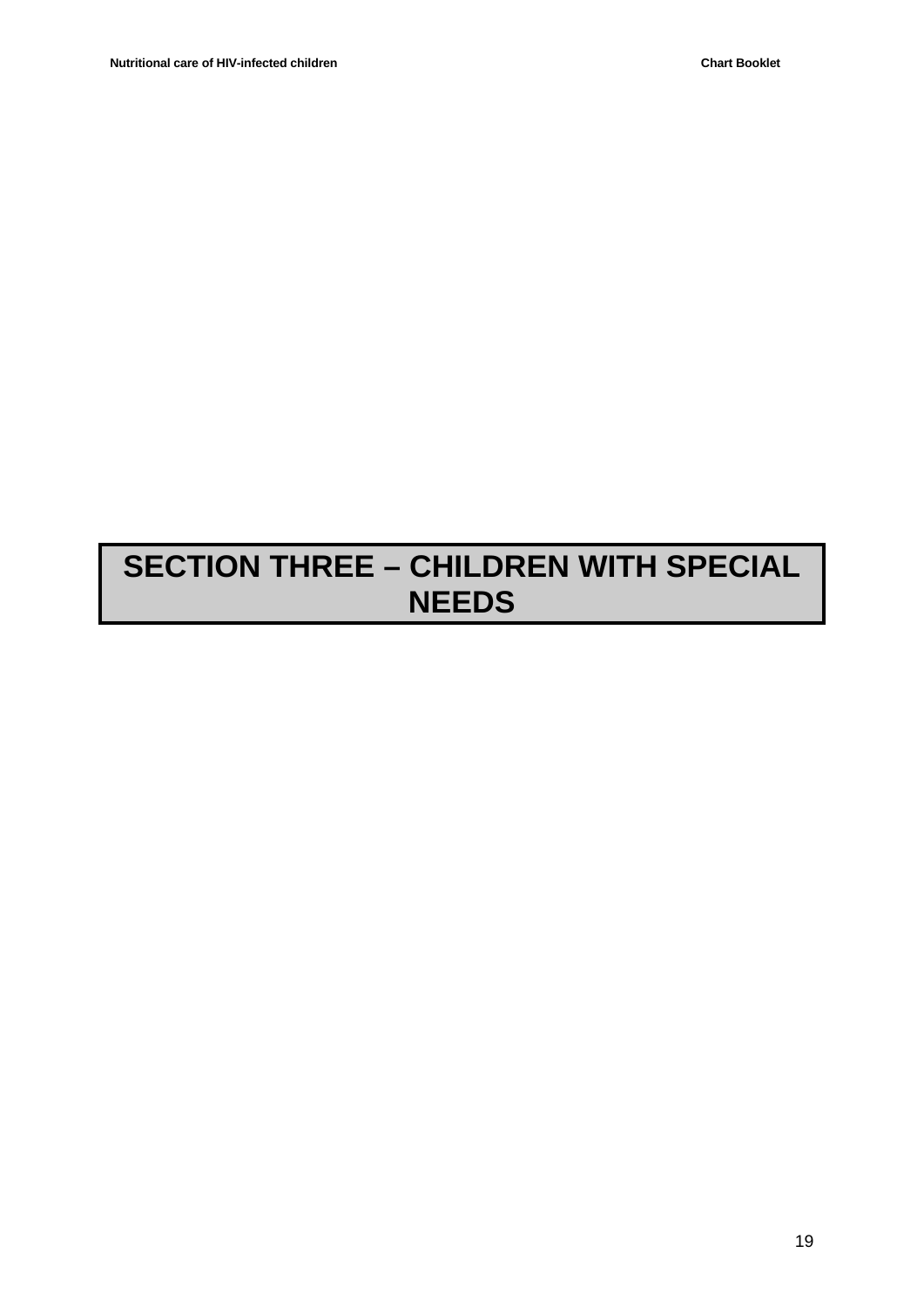# SECTION THREE – CHILDREN WITH SPECIAL NEEDS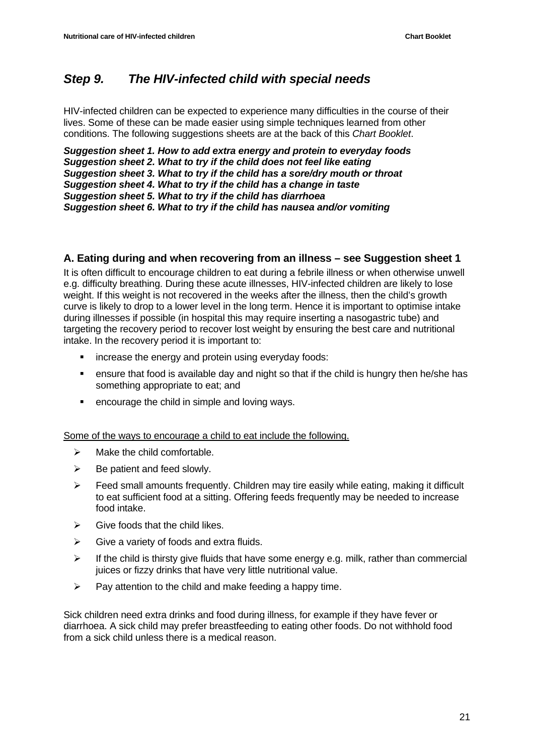## *Step 9. The HIV-infected child with special needs*

HIV-infected children can be expected to experience many difficulties in the course of their lives. Some of these can be made easier using simple techniques learned from other conditions. The following suggestions sheets are at the back of this *Chart Booklet*.

***Suggestion sheet 1. How to add extra energy and protein to everyday foods***
***Suggestion sheet 2. What to try if the child does not feel like eating***
***Suggestion sheet 3. What to try if the child has a sore/dry mouth or throat***
***Suggestion sheet 4. What to try if the child has a change in taste***
***Suggestion sheet 5. What to try if the child has diarrhoea***
***Suggestion sheet 6. What to try if the child has nausea and/or vomiting***

### A. Eating during and when recovering from an illness – see Suggestion sheet 1

It is often difficult to encourage children to eat during a febrile illness or when otherwise unwell e.g. difficulty breathing. During these acute illnesses, HIV-infected children are likely to lose weight. If this weight is not recovered in the weeks after the illness, then the child's growth curve is likely to drop to a lower level in the long term. Hence it is important to optimise intake during illnesses if possible (in hospital this may require inserting a nasogastric tube) and targeting the recovery period to recover lost weight by ensuring the best care and nutritional intake. In the recovery period it is important to:

- increase the energy and protein using everyday foods:
- ensure that food is available day and night so that if the child is hungry then he/she has something appropriate to eat; and
- encourage the child in simple and loving ways.

<u>Some of the ways to encourage a child to eat include the following.</u>

- Make the child comfortable.
- Be patient and feed slowly.
- Feed small amounts frequently. Children may tire easily while eating, making it difficult to eat sufficient food at a sitting. Offering feeds frequently may be needed to increase food intake.
- Give foods that the child likes.
- Give a variety of foods and extra fluids.
- If the child is thirsty give fluids that have some energy e.g. milk, rather than commercial juices or fizzy drinks that have very little nutritional value.
- Pay attention to the child and make feeding a happy time.

Sick children need extra drinks and food during illness, for example if they have fever or diarrhoea. A sick child may prefer breastfeeding to eating other foods. Do not withhold food from a sick child unless there is a medical reason.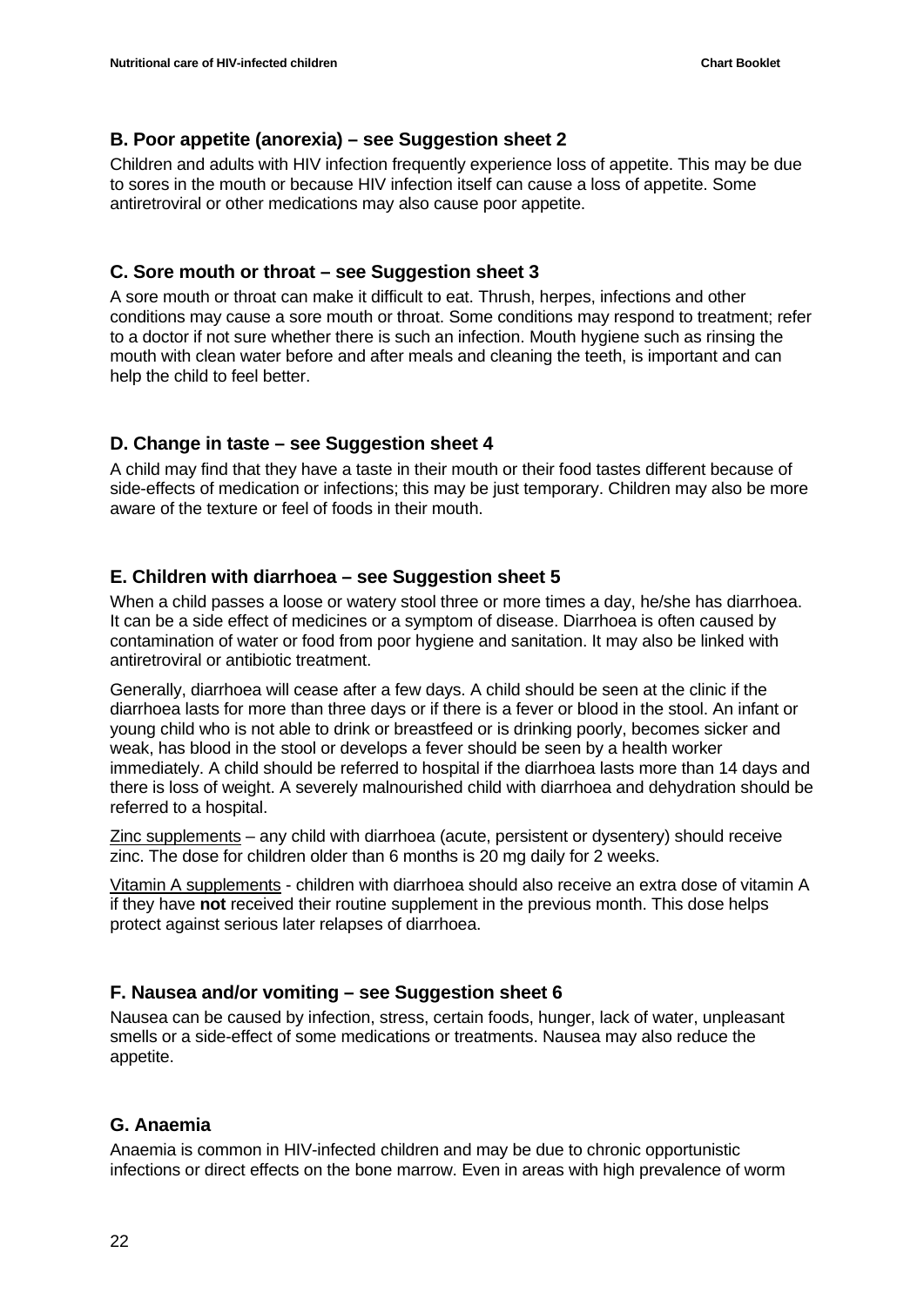### B. Poor appetite (anorexia) – see Suggestion sheet 2

Children and adults with HIV infection frequently experience loss of appetite. This may be due to sores in the mouth or because HIV infection itself can cause a loss of appetite. Some antiretroviral or other medications may also cause poor appetite.

### C. Sore mouth or throat – see Suggestion sheet 3

A sore mouth or throat can make it difficult to eat. Thrush, herpes, infections and other conditions may cause a sore mouth or throat. Some conditions may respond to treatment; refer to a doctor if not sure whether there is such an infection. Mouth hygiene such as rinsing the mouth with clean water before and after meals and cleaning the teeth, is important and can help the child to feel better.

### D. Change in taste – see Suggestion sheet 4

A child may find that they have a taste in their mouth or their food tastes different because of side-effects of medication or infections; this may be just temporary. Children may also be more aware of the texture or feel of foods in their mouth.

### E. Children with diarrhoea – see Suggestion sheet 5

When a child passes a loose or watery stool three or more times a day, he/she has diarrhoea. It can be a side effect of medicines or a symptom of disease. Diarrhoea is often caused by contamination of water or food from poor hygiene and sanitation. It may also be linked with antiretroviral or antibiotic treatment.

Generally, diarrhoea will cease after a few days. A child should be seen at the clinic if the diarrhoea lasts for more than three days or if there is a fever or blood in the stool. An infant or young child who is not able to drink or breastfeed or is drinking poorly, becomes sicker and weak, has blood in the stool or develops a fever should be seen by a health worker immediately. A child should be referred to hospital if the diarrhoea lasts more than 14 days and there is loss of weight. A severely malnourished child with diarrhoea and dehydration should be referred to a hospital.

Zinc supplements – any child with diarrhoea (acute, persistent or dysentery) should receive zinc. The dose for children older than 6 months is 20 mg daily for 2 weeks.

Vitamin A supplements - children with diarrhoea should also receive an extra dose of vitamin A if they have **not** received their routine supplement in the previous month. This dose helps protect against serious later relapses of diarrhoea.

### F. Nausea and/or vomiting – see Suggestion sheet 6

Nausea can be caused by infection, stress, certain foods, hunger, lack of water, unpleasant smells or a side-effect of some medications or treatments. Nausea may also reduce the appetite.

### G. Anaemia

Anaemia is common in HIV-infected children and may be due to chronic opportunistic infections or direct effects on the bone marrow. Even in areas with high prevalence of worm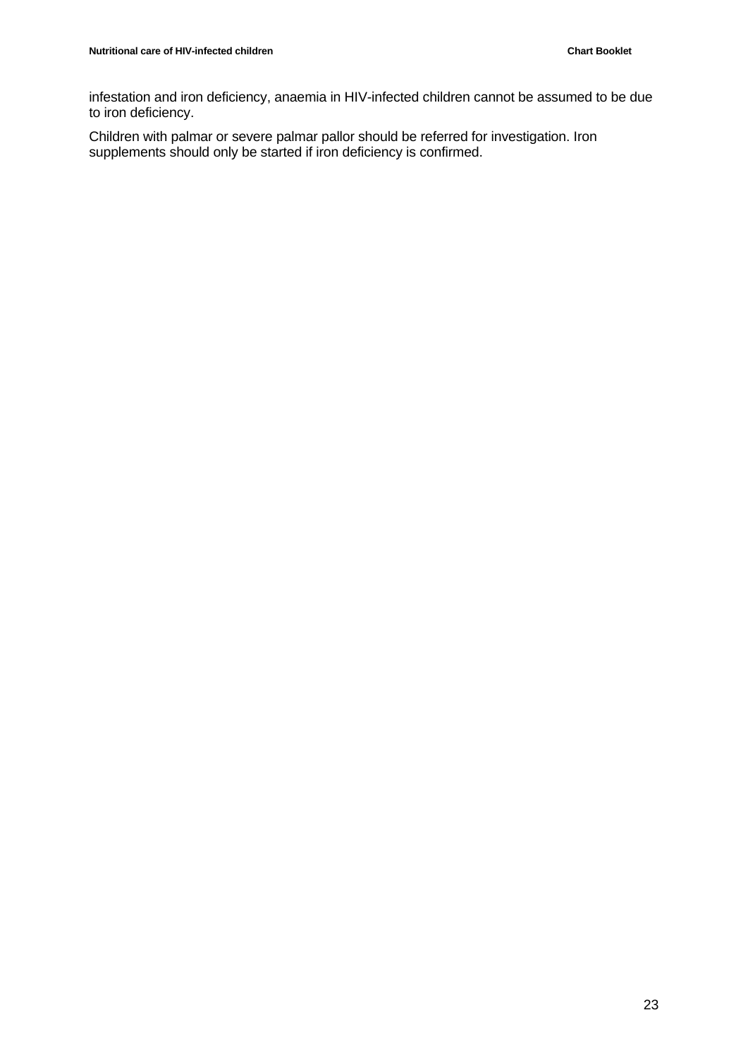infestation and iron deficiency, anaemia in HIV-infected children cannot be assumed to be due to iron deficiency.

Children with palmar or severe palmar pallor should be referred for investigation. Iron supplements should only be started if iron deficiency is confirmed.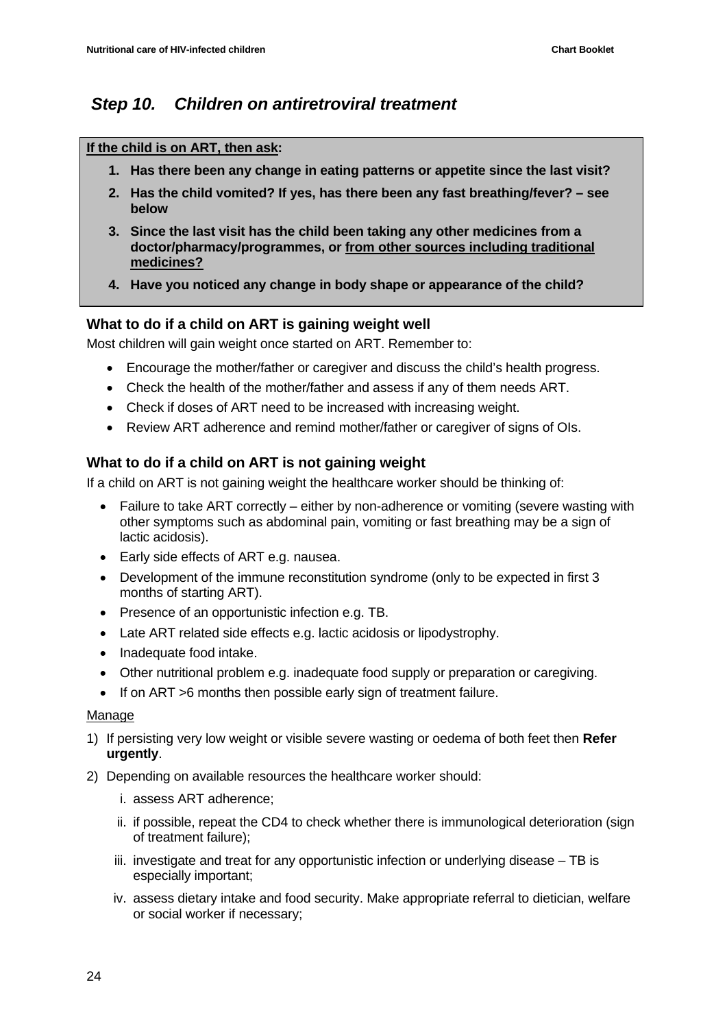## *Step 10. Children on antiretroviral treatment*

**<u>If the child is on ART, then ask</u>:**

1. **Has there been any change in eating patterns or appetite since the last visit?**
2. **Has the child vomited? If yes, has there been any fast breathing/fever? – see below**
3. **Since the last visit has the child been taking any other medicines from a doctor/pharmacy/programmes, or <u>from other sources including traditional medicines?</u>**
4. **Have you noticed any change in body shape or appearance of the child?**

### What to do if a child on ART is gaining weight well

Most children will gain weight once started on ART. Remember to:

- Encourage the mother/father or caregiver and discuss the child's health progress.
- Check the health of the mother/father and assess if any of them needs ART.
- Check if doses of ART need to be increased with increasing weight.
- Review ART adherence and remind mother/father or caregiver of signs of OIs.

### What to do if a child on ART is not gaining weight

If a child on ART is not gaining weight the healthcare worker should be thinking of:

- Failure to take ART correctly – either by non-adherence or vomiting (severe wasting with other symptoms such as abdominal pain, vomiting or fast breathing may be a sign of lactic acidosis).
- Early side effects of ART e.g. nausea.
- Development of the immune reconstitution syndrome (only to be expected in first 3 months of starting ART).
- Presence of an opportunistic infection e.g. TB.
- Late ART related side effects e.g. lactic acidosis or lipodystrophy.
- Inadequate food intake.
- Other nutritional problem e.g. inadequate food supply or preparation or caregiving.
- If on ART >6 months then possible early sign of treatment failure.

<u>Manage</u>

1) If persisting very low weight or visible severe wasting or oedema of both feet then **Refer urgently**.
2) Depending on available resources the healthcare worker should:
   i. assess ART adherence;
   ii. if possible, repeat the CD4 to check whether there is immunological deterioration (sign of treatment failure);
   iii. investigate and treat for any opportunistic infection or underlying disease – TB is especially important;
   iv. assess dietary intake and food security. Make appropriate referral to dietician, welfare or social worker if necessary;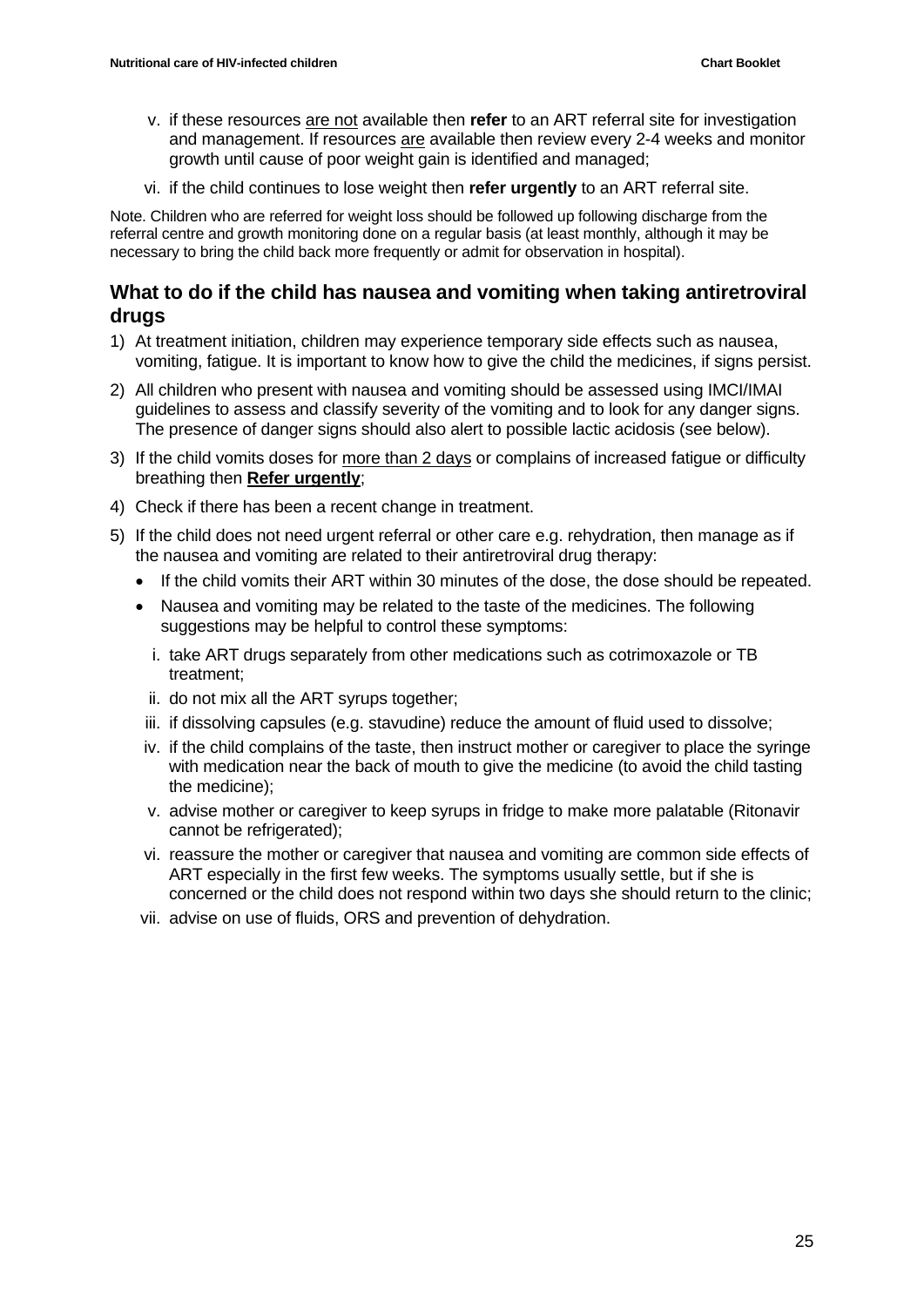v. if these resources are not available then **refer** to an ART referral site for investigation and management. If resources are available then review every 2-4 weeks and monitor growth until cause of poor weight gain is identified and managed;

vi. if the child continues to lose weight then **refer urgently** to an ART referral site.

Note. Children who are referred for weight loss should be followed up following discharge from the referral centre and growth monitoring done on a regular basis (at least monthly, although it may be necessary to bring the child back more frequently or admit for observation in hospital).

## What to do if the child has nausea and vomiting when taking antiretroviral drugs

1) At treatment initiation, children may experience temporary side effects such as nausea, vomiting, fatigue. It is important to know how to give the child the medicines, if signs persist.
2) All children who present with nausea and vomiting should be assessed using IMCI/IMAI guidelines to assess and classify severity of the vomiting and to look for any danger signs. The presence of danger signs should also alert to possible lactic acidosis (see below).
3) If the child vomits doses for more than 2 days or complains of increased fatigue or difficulty breathing then **Refer urgently**;
4) Check if there has been a recent change in treatment.
5) If the child does not need urgent referral or other care e.g. rehydration, then manage as if the nausea and vomiting are related to their antiretroviral drug therapy:
   - If the child vomits their ART within 30 minutes of the dose, the dose should be repeated.
   - Nausea and vomiting may be related to the taste of the medicines. The following suggestions may be helpful to control these symptoms:

     i. take ART drugs separately from other medications such as cotrimoxazole or TB treatment;

     ii. do not mix all the ART syrups together;

     iii. if dissolving capsules (e.g. stavudine) reduce the amount of fluid used to dissolve;

     iv. if the child complains of the taste, then instruct mother or caregiver to place the syringe with medication near the back of mouth to give the medicine (to avoid the child tasting the medicine);

     v. advise mother or caregiver to keep syrups in fridge to make more palatable (Ritonavir cannot be refrigerated);

     vi. reassure the mother or caregiver that nausea and vomiting are common side effects of ART especially in the first few weeks. The symptoms usually settle, but if she is concerned or the child does not respond within two days she should return to the clinic;

     vii. advise on use of fluids, ORS and prevention of dehydration.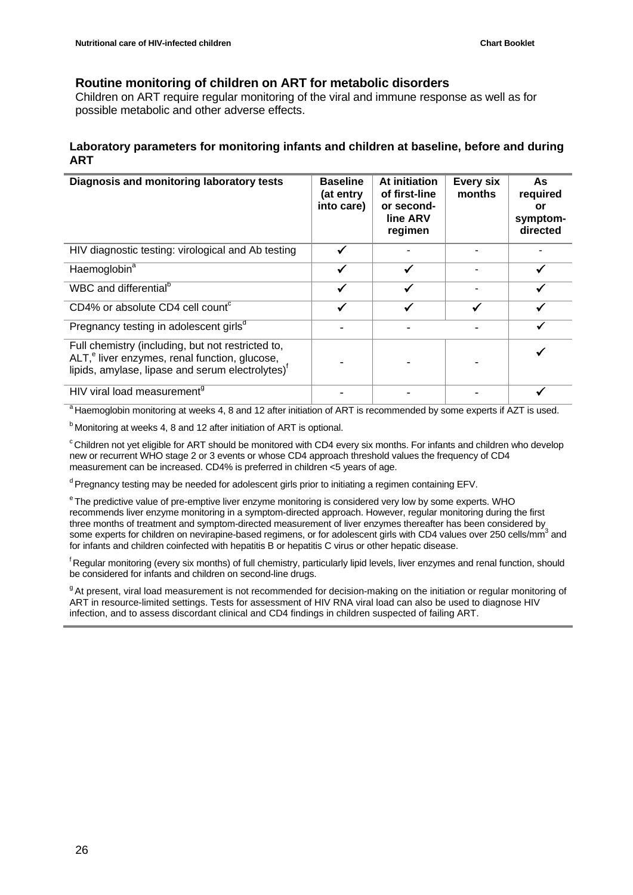## Routine monitoring of children on ART for metabolic disorders

Children on ART require regular monitoring of the viral and immune response as well as for possible metabolic and other adverse effects.

### Laboratory parameters for monitoring infants and children at baseline, before and during ART

| Diagnosis and monitoring laboratory tests | Baseline (at entry into care) | At initiation of first-line or second-line ARV regimen | Every six months | As required or symptom-directed |
|---|---|---|---|---|
| HIV diagnostic testing: virological and Ab testing | ✓ | - | - | - |
| Haemoglobin[a] | ✓ | ✓ | - | ✓ |
| WBC and differential[b] | ✓ | ✓ | - | ✓ |
| CD4% or absolute CD4 cell count[c] | ✓ | ✓ | ✓ | ✓ |
| Pregnancy testing in adolescent girls[d] | - | - | - | ✓ |
| Full chemistry (including, but not restricted to, ALT,[e] liver enzymes, renal function, glucose, lipids, amylase, lipase and serum electrolytes)[f] | - | - | - | ✓ |
| HIV viral load measurement[g] | - | - | - | ✓ |

[a] Haemoglobin monitoring at weeks 4, 8 and 12 after initiation of ART is recommended by some experts if AZT is used.

[b] Monitoring at weeks 4, 8 and 12 after initiation of ART is optional.

[c] Children not yet eligible for ART should be monitored with CD4 every six months. For infants and children who develop new or recurrent WHO stage 2 or 3 events or whose CD4 approach threshold values the frequency of CD4 measurement can be increased. CD4% is preferred in children <5 years of age.

[d] Pregnancy testing may be needed for adolescent girls prior to initiating a regimen containing EFV.

[e] The predictive value of pre-emptive liver enzyme monitoring is considered very low by some experts. WHO recommends liver enzyme monitoring in a symptom-directed approach. However, regular monitoring during the first three months of treatment and symptom-directed measurement of liver enzymes thereafter has been considered by some experts for children on nevirapine-based regimens, or for adolescent girls with CD4 values over 250 cells/mm$^3$ and for infants and children coinfected with hepatitis B or hepatitis C virus or other hepatic disease.

[f] Regular monitoring (every six months) of full chemistry, particularly lipid levels, liver enzymes and renal function, should be considered for infants and children on second-line drugs.

[g] At present, viral load measurement is not recommended for decision-making on the initiation or regular monitoring of ART in resource-limited settings. Tests for assessment of HIV RNA viral load can also be used to diagnose HIV infection, and to assess discordant clinical and CD4 findings in children suspected of failing ART.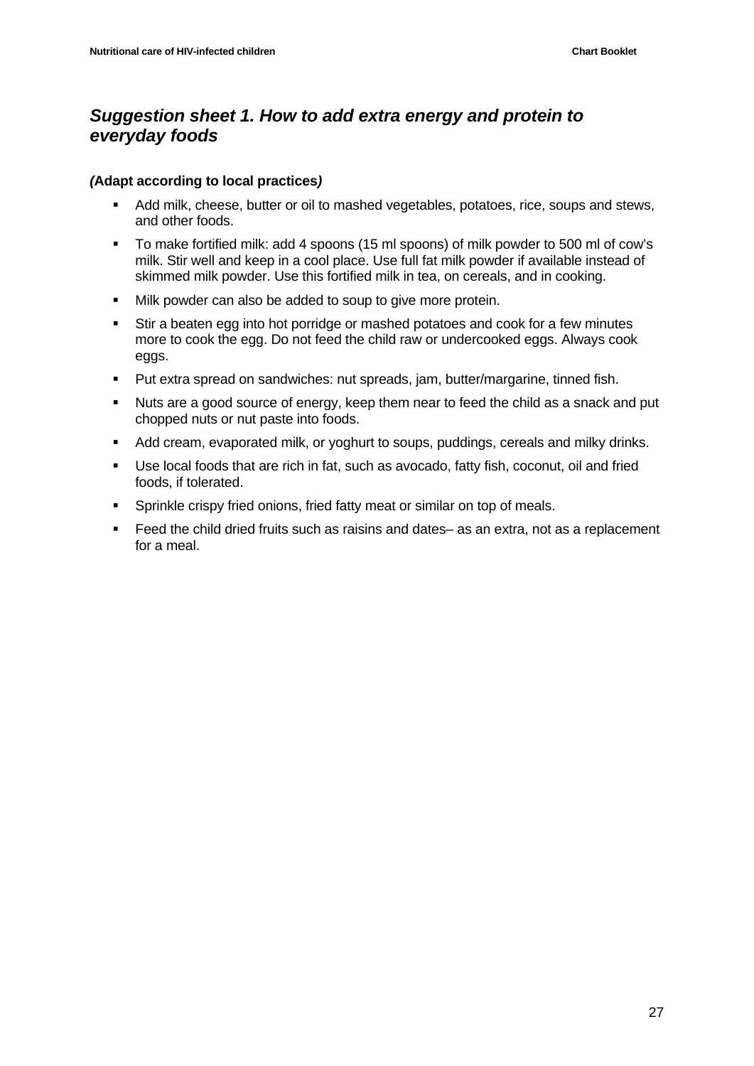## *Suggestion sheet 1. How to add extra energy and protein to everyday foods*

***(*Adapt according to local practices*)***

- Add milk, cheese, butter or oil to mashed vegetables, potatoes, rice, soups and stews, and other foods.
- To make fortified milk: add 4 spoons (15 ml spoons) of milk powder to 500 ml of cow's milk. Stir well and keep in a cool place. Use full fat milk powder if available instead of skimmed milk powder. Use this fortified milk in tea, on cereals, and in cooking.
- Milk powder can also be added to soup to give more protein.
- Stir a beaten egg into hot porridge or mashed potatoes and cook for a few minutes more to cook the egg. Do not feed the child raw or undercooked eggs. Always cook eggs.
- Put extra spread on sandwiches: nut spreads, jam, butter/margarine, tinned fish.
- Nuts are a good source of energy, keep them near to feed the child as a snack and put chopped nuts or nut paste into foods.
- Add cream, evaporated milk, or yoghurt to soups, puddings, cereals and milky drinks.
- Use local foods that are rich in fat, such as avocado, fatty fish, coconut, oil and fried foods, if tolerated.
- Sprinkle crispy fried onions, fried fatty meat or similar on top of meals.
- Feed the child dried fruits such as raisins and dates– as an extra, not as a replacement for a meal.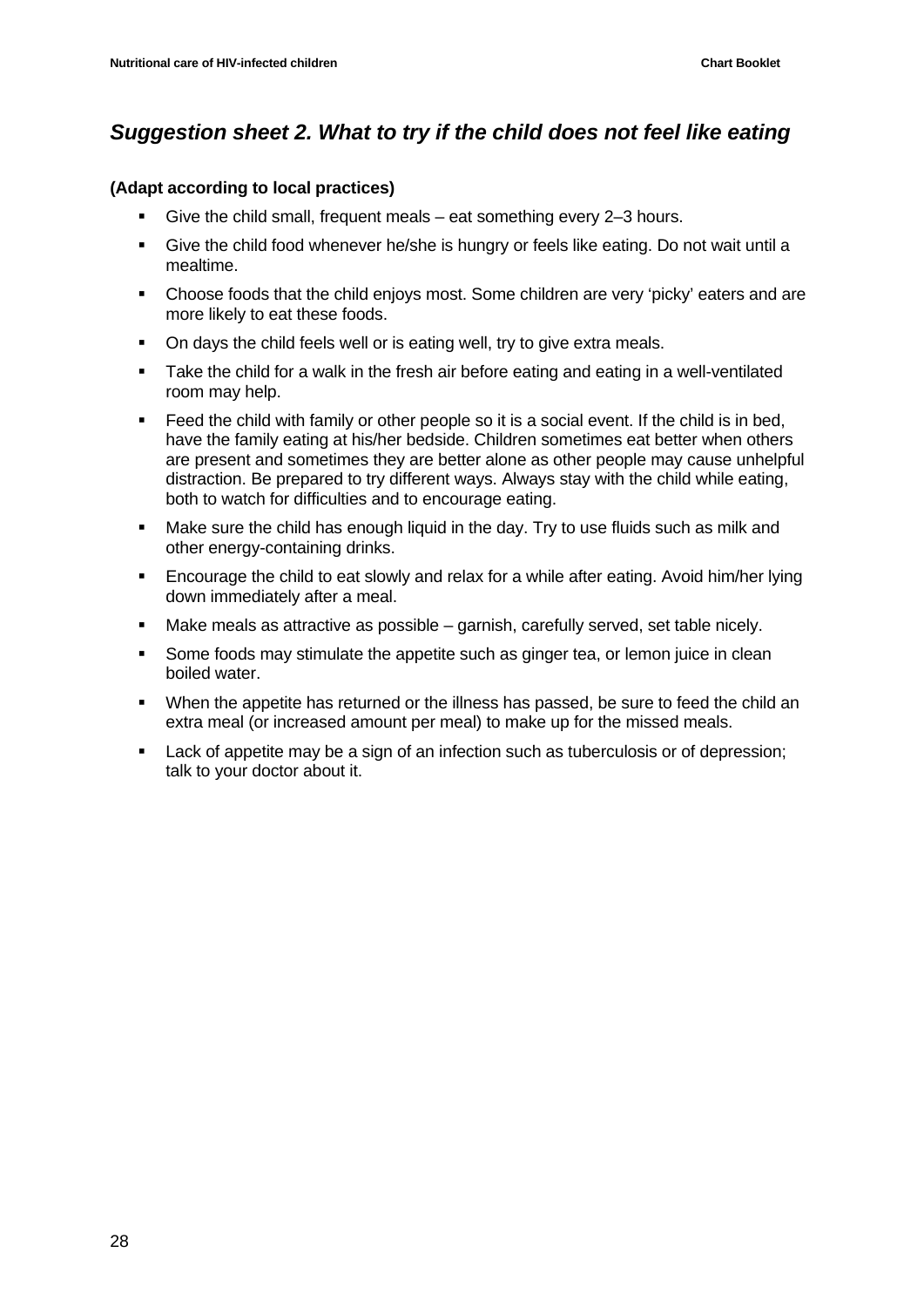## *Suggestion sheet 2. What to try if the child does not feel like eating*

**(Adapt according to local practices)**

- Give the child small, frequent meals – eat something every 2–3 hours.
- Give the child food whenever he/she is hungry or feels like eating. Do not wait until a mealtime.
- Choose foods that the child enjoys most. Some children are very 'picky' eaters and are more likely to eat these foods.
- On days the child feels well or is eating well, try to give extra meals.
- Take the child for a walk in the fresh air before eating and eating in a well-ventilated room may help.
- Feed the child with family or other people so it is a social event. If the child is in bed, have the family eating at his/her bedside. Children sometimes eat better when others are present and sometimes they are better alone as other people may cause unhelpful distraction. Be prepared to try different ways. Always stay with the child while eating, both to watch for difficulties and to encourage eating.
- Make sure the child has enough liquid in the day. Try to use fluids such as milk and other energy-containing drinks.
- Encourage the child to eat slowly and relax for a while after eating. Avoid him/her lying down immediately after a meal.
- Make meals as attractive as possible – garnish, carefully served, set table nicely.
- Some foods may stimulate the appetite such as ginger tea, or lemon juice in clean boiled water.
- When the appetite has returned or the illness has passed, be sure to feed the child an extra meal (or increased amount per meal) to make up for the missed meals.
- Lack of appetite may be a sign of an infection such as tuberculosis or of depression; talk to your doctor about it.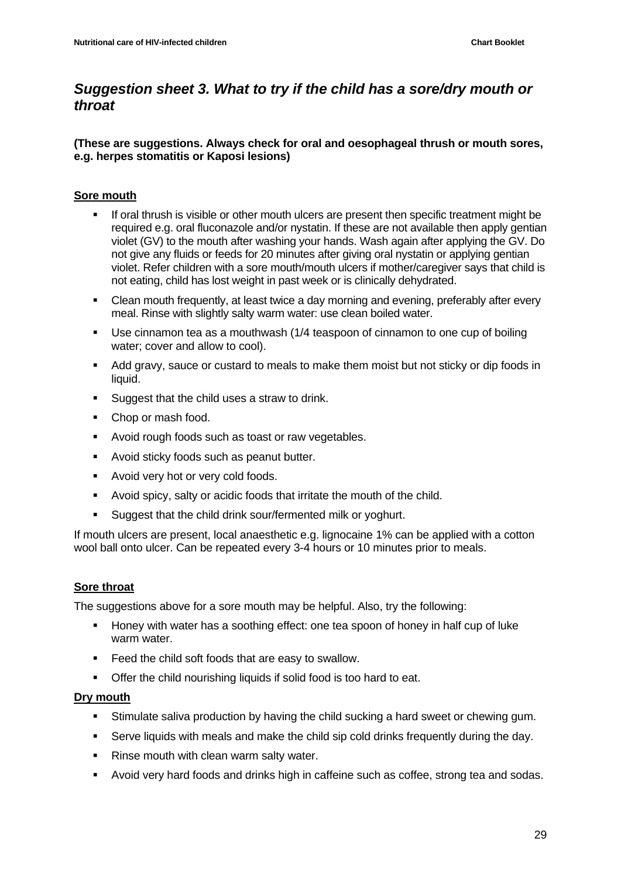## *Suggestion sheet 3. What to try if the child has a sore/dry mouth or throat*

**(These are suggestions. Always check for oral and oesophageal thrush or mouth sores, e.g. herpes stomatitis or Kaposi lesions)**

### Sore mouth

- If oral thrush is visible or other mouth ulcers are present then specific treatment might be required e.g. oral fluconazole and/or nystatin. If these are not available then apply gentian violet (GV) to the mouth after washing your hands. Wash again after applying the GV. Do not give any fluids or feeds for 20 minutes after giving oral nystatin or applying gentian violet. Refer children with a sore mouth/mouth ulcers if mother/caregiver says that child is not eating, child has lost weight in past week or is clinically dehydrated.
- Clean mouth frequently, at least twice a day morning and evening, preferably after every meal. Rinse with slightly salty warm water: use clean boiled water.
- Use cinnamon tea as a mouthwash (1/4 teaspoon of cinnamon to one cup of boiling water; cover and allow to cool).
- Add gravy, sauce or custard to meals to make them moist but not sticky or dip foods in liquid.
- Suggest that the child uses a straw to drink.
- Chop or mash food.
- Avoid rough foods such as toast or raw vegetables.
- Avoid sticky foods such as peanut butter.
- Avoid very hot or very cold foods.
- Avoid spicy, salty or acidic foods that irritate the mouth of the child.
- Suggest that the child drink sour/fermented milk or yoghurt.

If mouth ulcers are present, local anaesthetic e.g. lignocaine 1% can be applied with a cotton wool ball onto ulcer. Can be repeated every 3-4 hours or 10 minutes prior to meals.

### Sore throat

The suggestions above for a sore mouth may be helpful. Also, try the following:

- Honey with water has a soothing effect: one tea spoon of honey in half cup of luke warm water.
- Feed the child soft foods that are easy to swallow.
- Offer the child nourishing liquids if solid food is too hard to eat.

### Dry mouth

- Stimulate saliva production by having the child sucking a hard sweet or chewing gum.
- Serve liquids with meals and make the child sip cold drinks frequently during the day.
- Rinse mouth with clean warm salty water.
- Avoid very hard foods and drinks high in caffeine such as coffee, strong tea and sodas.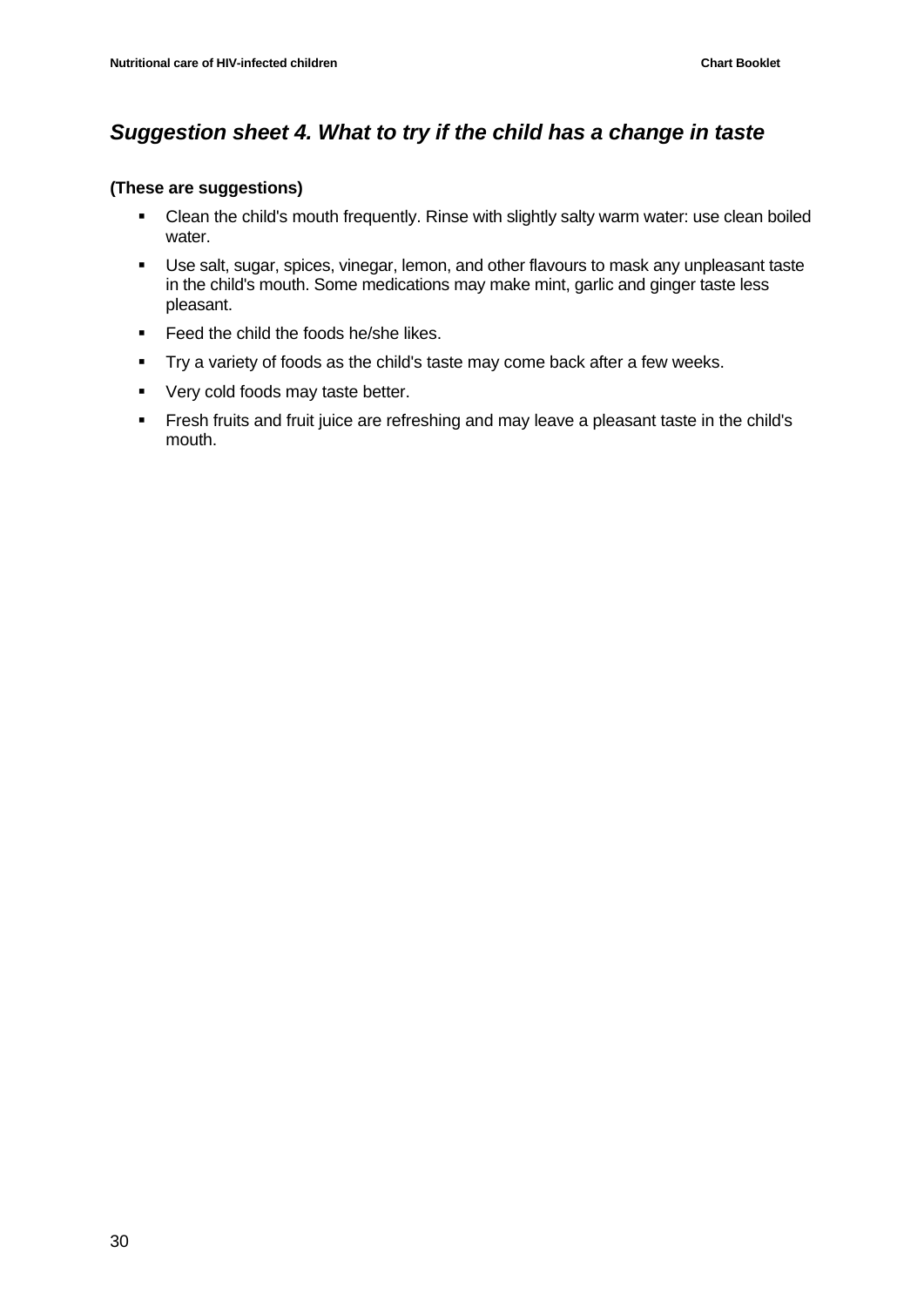## *Suggestion sheet 4. What to try if the child has a change in taste*

**(These are suggestions)**

- Clean the child's mouth frequently. Rinse with slightly salty warm water: use clean boiled water.
- Use salt, sugar, spices, vinegar, lemon, and other flavours to mask any unpleasant taste in the child's mouth. Some medications may make mint, garlic and ginger taste less pleasant.
- Feed the child the foods he/she likes.
- Try a variety of foods as the child's taste may come back after a few weeks.
- Very cold foods may taste better.
- Fresh fruits and fruit juice are refreshing and may leave a pleasant taste in the child's mouth.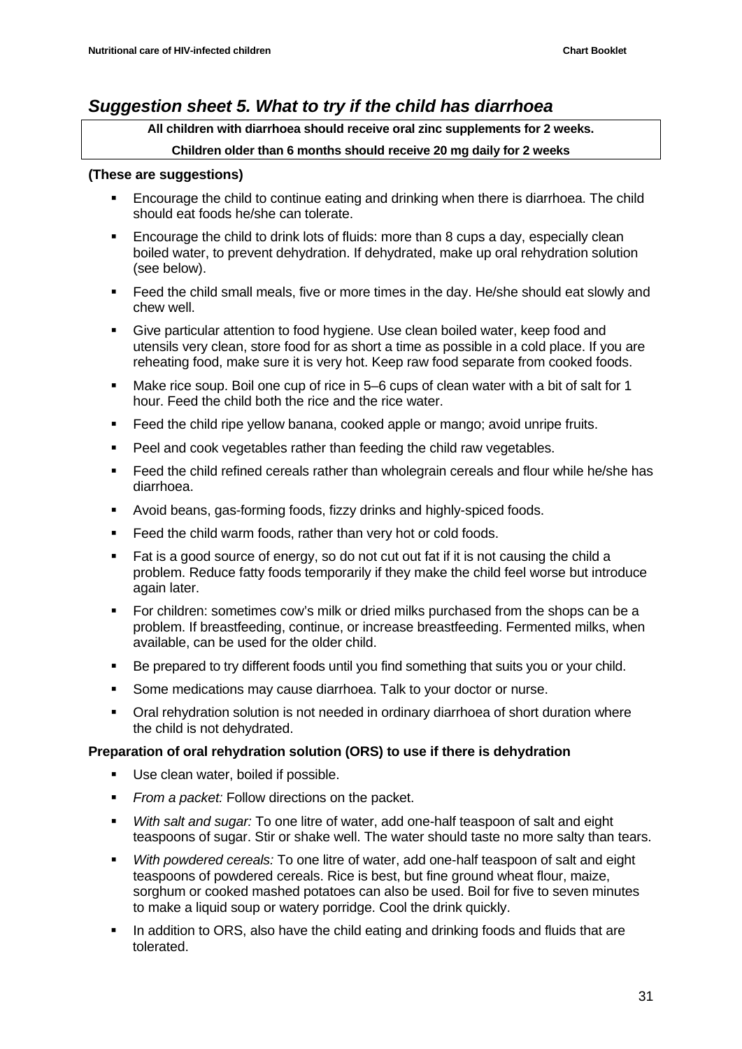## *Suggestion sheet 5. What to try if the child has diarrhoea*

**All children with diarrhoea should receive oral zinc supplements for 2 weeks.**

**Children older than 6 months should receive 20 mg daily for 2 weeks**

**(These are suggestions)**

- Encourage the child to continue eating and drinking when there is diarrhoea. The child should eat foods he/she can tolerate.
- Encourage the child to drink lots of fluids: more than 8 cups a day, especially clean boiled water, to prevent dehydration. If dehydrated, make up oral rehydration solution (see below).
- Feed the child small meals, five or more times in the day. He/she should eat slowly and chew well.
- Give particular attention to food hygiene. Use clean boiled water, keep food and utensils very clean, store food for as short a time as possible in a cold place. If you are reheating food, make sure it is very hot. Keep raw food separate from cooked foods.
- Make rice soup. Boil one cup of rice in 5–6 cups of clean water with a bit of salt for 1 hour. Feed the child both the rice and the rice water.
- Feed the child ripe yellow banana, cooked apple or mango; avoid unripe fruits.
- Peel and cook vegetables rather than feeding the child raw vegetables.
- Feed the child refined cereals rather than wholegrain cereals and flour while he/she has diarrhoea.
- Avoid beans, gas-forming foods, fizzy drinks and highly-spiced foods.
- Feed the child warm foods, rather than very hot or cold foods.
- Fat is a good source of energy, so do not cut out fat if it is not causing the child a problem. Reduce fatty foods temporarily if they make the child feel worse but introduce again later.
- For children: sometimes cow's milk or dried milks purchased from the shops can be a problem. If breastfeeding, continue, or increase breastfeeding. Fermented milks, when available, can be used for the older child.
- Be prepared to try different foods until you find something that suits you or your child.
- Some medications may cause diarrhoea. Talk to your doctor or nurse.
- Oral rehydration solution is not needed in ordinary diarrhoea of short duration where the child is not dehydrated.

**Preparation of oral rehydration solution (ORS) to use if there is dehydration**

- Use clean water, boiled if possible.
- *From a packet:* Follow directions on the packet.
- *With salt and sugar:* To one litre of water, add one-half teaspoon of salt and eight teaspoons of sugar. Stir or shake well. The water should taste no more salty than tears.
- *With powdered cereals:* To one litre of water, add one-half teaspoon of salt and eight teaspoons of powdered cereals. Rice is best, but fine ground wheat flour, maize, sorghum or cooked mashed potatoes can also be used. Boil for five to seven minutes to make a liquid soup or watery porridge. Cool the drink quickly.
- In addition to ORS, also have the child eating and drinking foods and fluids that are tolerated.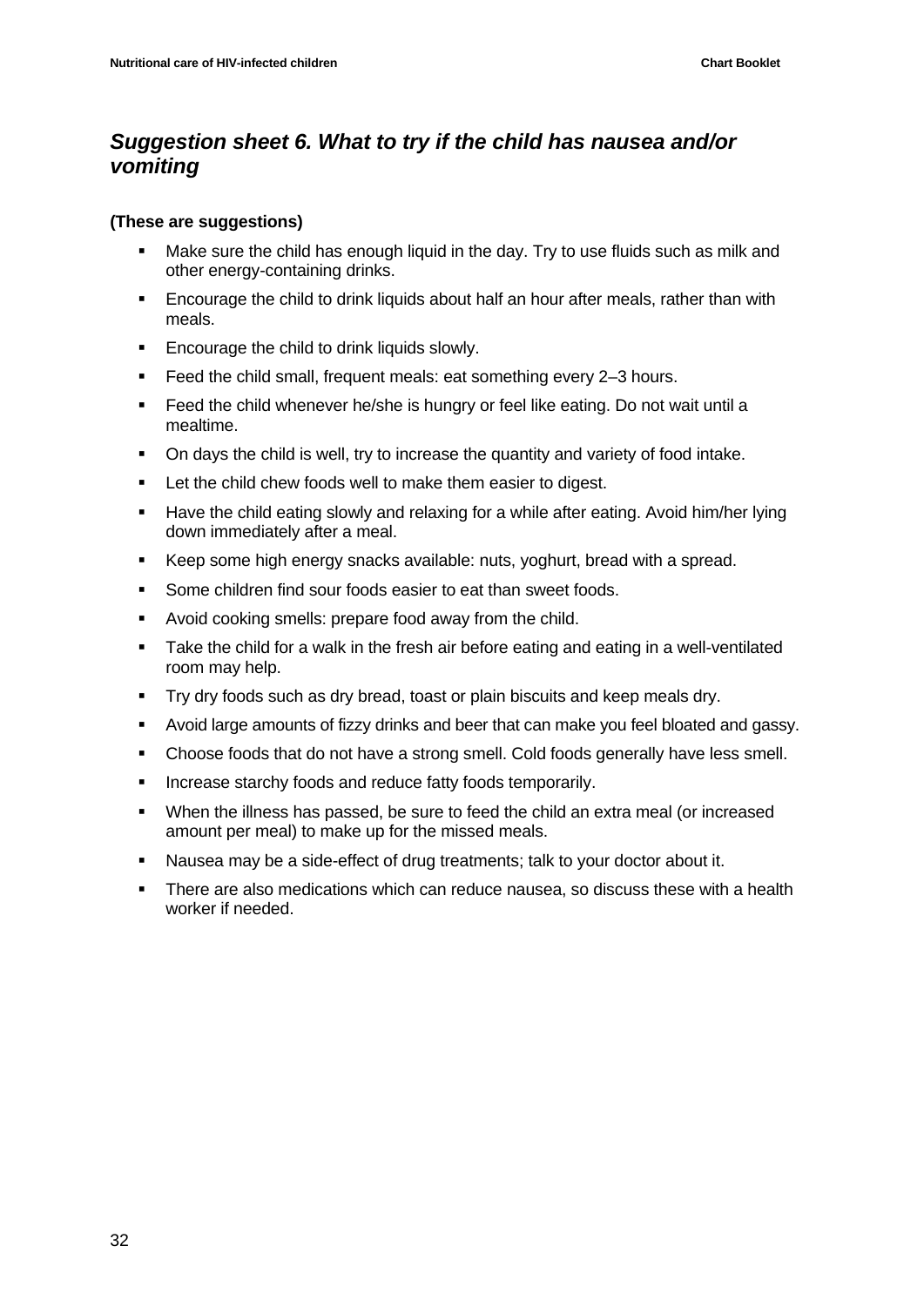## *Suggestion sheet 6. What to try if the child has nausea and/or vomiting*

**(These are suggestions)**

- Make sure the child has enough liquid in the day. Try to use fluids such as milk and other energy-containing drinks.
- Encourage the child to drink liquids about half an hour after meals, rather than with meals.
- Encourage the child to drink liquids slowly.
- Feed the child small, frequent meals: eat something every 2–3 hours.
- Feed the child whenever he/she is hungry or feel like eating. Do not wait until a mealtime.
- On days the child is well, try to increase the quantity and variety of food intake.
- Let the child chew foods well to make them easier to digest.
- Have the child eating slowly and relaxing for a while after eating. Avoid him/her lying down immediately after a meal.
- Keep some high energy snacks available: nuts, yoghurt, bread with a spread.
- Some children find sour foods easier to eat than sweet foods.
- Avoid cooking smells: prepare food away from the child.
- Take the child for a walk in the fresh air before eating and eating in a well-ventilated room may help.
- Try dry foods such as dry bread, toast or plain biscuits and keep meals dry.
- Avoid large amounts of fizzy drinks and beer that can make you feel bloated and gassy.
- Choose foods that do not have a strong smell. Cold foods generally have less smell.
- Increase starchy foods and reduce fatty foods temporarily.
- When the illness has passed, be sure to feed the child an extra meal (or increased amount per meal) to make up for the missed meals.
- Nausea may be a side-effect of drug treatments; talk to your doctor about it.
- There are also medications which can reduce nausea, so discuss these with a health worker if needed.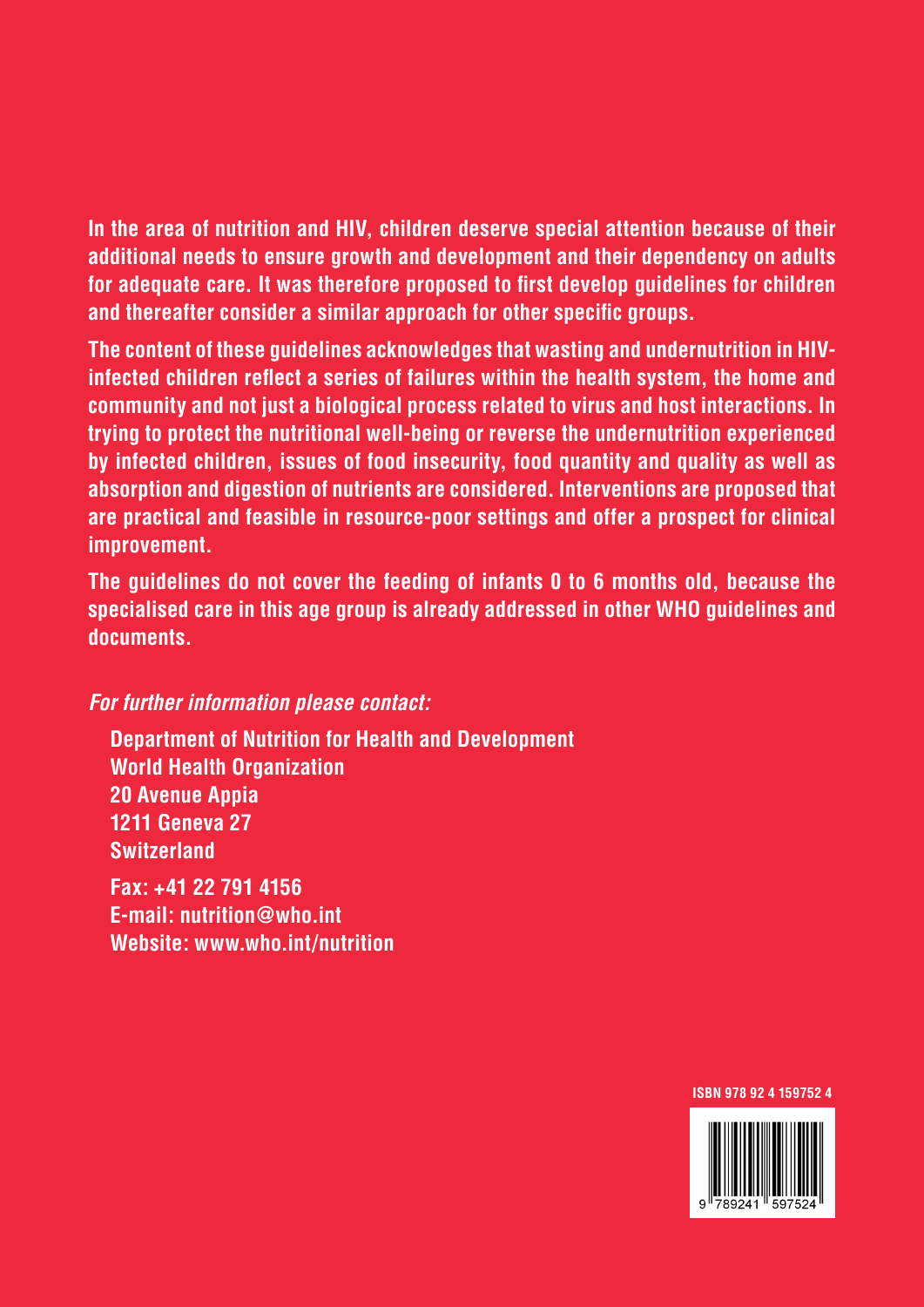**In the area of nutrition and HIV, children deserve special attention because of their additional needs to ensure growth and development and their dependency on adults for adequate care. It was therefore proposed to first develop guidelines for children and thereafter consider a similar approach for other specific groups.**

**The content of these guidelines acknowledges that wasting and undernutrition in HIV-infected children reflect a series of failures within the health system, the home and community and not just a biological process related to virus and host interactions. In trying to protect the nutritional well-being or reverse the undernutrition experienced by infected children, issues of food insecurity, food quantity and quality as well as absorption and digestion of nutrients are considered. Interventions are proposed that are practical and feasible in resource-poor settings and offer a prospect for clinical improvement.**

**The guidelines do not cover the feeding of infants 0 to 6 months old, because the specialised care in this age group is already addressed in other WHO guidelines and documents.**

***For further information please contact:***

**Department of Nutrition for Health and Development**
**World Health Organization**
**20 Avenue Appia**
**1211 Geneva 27**
**Switzerland**

**Fax: +41 22 791 4156**
**E-mail: nutrition@who.int**
**Website: www.who.int/nutrition**

ISBN 978 92 4 159752 4

9 789241 597524